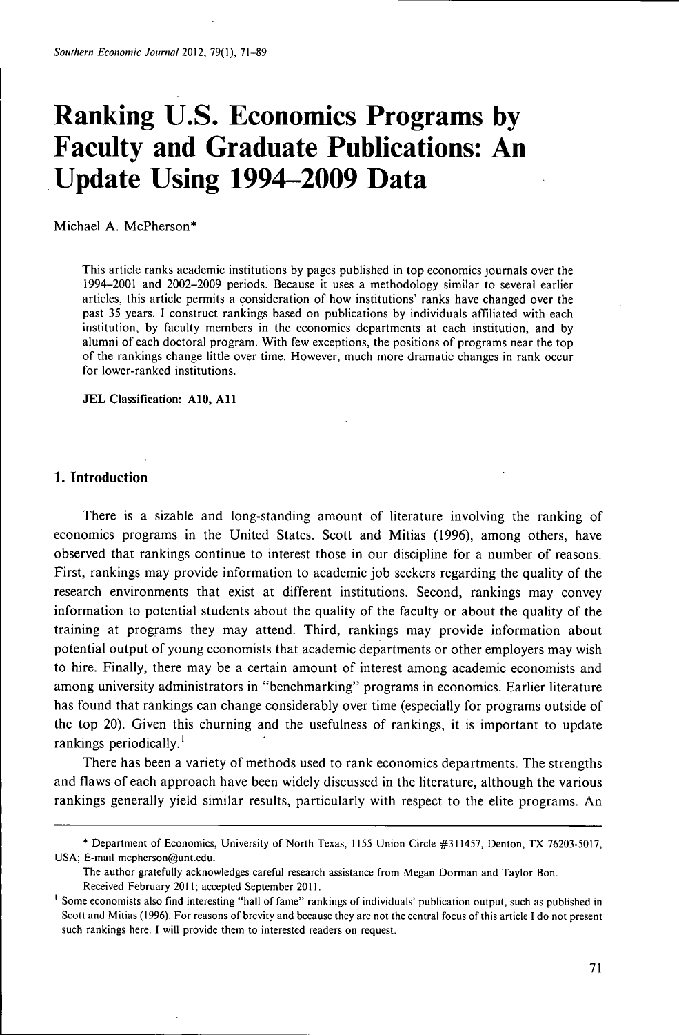# Ranking U.S. Economics Programs by Faculty and Graduate Publications: An Update Using 1994–2009 Data

Michael A. McPherson*

> This article ranks academic institutions by pages published in top economics journals over the 1994–2001 and 2002–2009 periods. Because it uses a methodology similar to several earlier articles, this article permits a consideration of how institutions' ranks have changed over the past 35 years. I construct rankings based on publications by individuals affiliated with each institution, by faculty members in the economics departments at each institution, and by alumni of each doctoral program. With few exceptions, the positions of programs near the top of the rankings change little over time. However, much more dramatic changes in rank occur for lower-ranked institutions.
>
> **JEL Classification: A10, A11**

## 1. Introduction

There is a sizable and long-standing amount of literature involving the ranking of economics programs in the United States. Scott and Mitias (1996), among others, have observed that rankings continue to interest those in our discipline for a number of reasons. First, rankings may provide information to academic job seekers regarding the quality of the research environments that exist at different institutions. Second, rankings may convey information to potential students about the quality of the faculty or about the quality of the training at programs they may attend. Third, rankings may provide information about potential output of young economists that academic departments or other employers may wish to hire. Finally, there may be a certain amount of interest among academic economists and among university administrators in "benchmarking" programs in economics. Earlier literature has found that rankings can change considerably over time (especially for programs outside of the top 20). Given this churning and the usefulness of rankings, it is important to update rankings periodically.[1]

There has been a variety of methods used to rank economics departments. The strengths and flaws of each approach have been widely discussed in the literature, although the various rankings generally yield similar results, particularly with respect to the elite programs. An

---

* Department of Economics, University of North Texas, 1155 Union Circle #311457, Denton, TX 76203-5017, USA; E-mail mcpherson@unt.edu.

The author gratefully acknowledges careful research assistance from Megan Dorman and Taylor Bon.

Received February 2011; accepted September 2011.

[1] Some economists also find interesting "hall of fame" rankings of individuals' publication output, such as published in Scott and Mitias (1996). For reasons of brevity and because they are not the central focus of this article I do not present such rankings here. I will provide them to interested readers on request.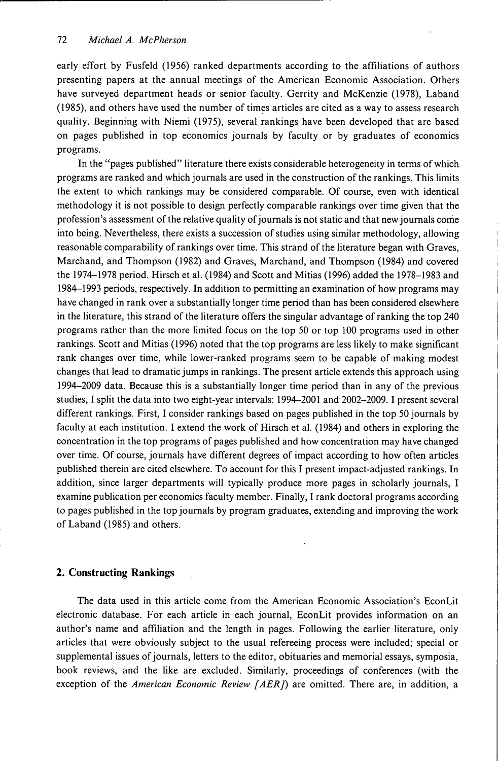early effort by Fusfeld (1956) ranked departments according to the affiliations of authors presenting papers at the annual meetings of the American Economic Association. Others have surveyed department heads or senior faculty. Gerrity and McKenzie (1978), Laband (1985), and others have used the number of times articles are cited as a way to assess research quality. Beginning with Niemi (1975), several rankings have been developed that are based on pages published in top economics journals by faculty or by graduates of economics programs.

In the "pages published" literature there exists considerable heterogeneity in terms of which programs are ranked and which journals are used in the construction of the rankings. This limits the extent to which rankings may be considered comparable. Of course, even with identical methodology it is not possible to design perfectly comparable rankings over time given that the profession's assessment of the relative quality of journals is not static and that new journals come into being. Nevertheless, there exists a succession of studies using similar methodology, allowing reasonable comparability of rankings over time. This strand of the literature began with Graves, Marchand, and Thompson (1982) and Graves, Marchand, and Thompson (1984) and covered the 1974–1978 period. Hirsch et al. (1984) and Scott and Mitias (1996) added the 1978–1983 and 1984–1993 periods, respectively. In addition to permitting an examination of how programs may have changed in rank over a substantially longer time period than has been considered elsewhere in the literature, this strand of the literature offers the singular advantage of ranking the top 240 programs rather than the more limited focus on the top 50 or top 100 programs used in other rankings. Scott and Mitias (1996) noted that the top programs are less likely to make significant rank changes over time, while lower-ranked programs seem to be capable of making modest changes that lead to dramatic jumps in rankings. The present article extends this approach using 1994–2009 data. Because this is a substantially longer time period than in any of the previous studies, I split the data into two eight-year intervals: 1994–2001 and 2002–2009. I present several different rankings. First, I consider rankings based on pages published in the top 50 journals by faculty at each institution. I extend the work of Hirsch et al. (1984) and others in exploring the concentration in the top programs of pages published and how concentration may have changed over time. Of course, journals have different degrees of impact according to how often articles published therein are cited elsewhere. To account for this I present impact-adjusted rankings. In addition, since larger departments will typically produce more pages in scholarly journals, I examine publication per economics faculty member. Finally, I rank doctoral programs according to pages published in the top journals by program graduates, extending and improving the work of Laband (1985) and others.

## 2. Constructing Rankings

The data used in this article come from the American Economic Association's EconLit electronic database. For each article in each journal, EconLit provides information on an author's name and affiliation and the length in pages. Following the earlier literature, only articles that were obviously subject to the usual refereeing process were included; special or supplemental issues of journals, letters to the editor, obituaries and memorial essays, symposia, book reviews, and the like are excluded. Similarly, proceedings of conferences (with the exception of the *American Economic Review [AER]*) are omitted. There are, in addition, a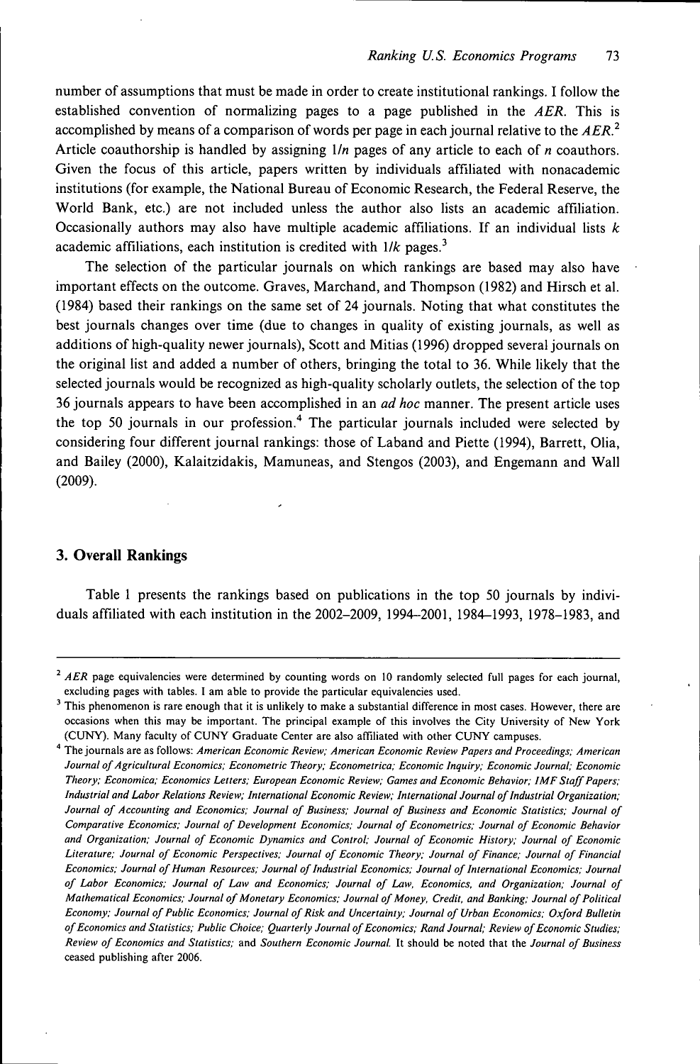number of assumptions that must be made in order to create institutional rankings. I follow the established convention of normalizing pages to a page published in the *AER*. This is accomplished by means of a comparison of words per page in each journal relative to the *AER*.[2] Article coauthorship is handled by assigning $1/n$ pages of any article to each of $n$ coauthors. Given the focus of this article, papers written by individuals affiliated with nonacademic institutions (for example, the National Bureau of Economic Research, the Federal Reserve, the World Bank, etc.) are not included unless the author also lists an academic affiliation. Occasionally authors may also have multiple academic affiliations. If an individual lists $k$ academic affiliations, each institution is credited with $1/k$ pages.[3]

The selection of the particular journals on which rankings are based may also have important effects on the outcome. Graves, Marchand, and Thompson (1982) and Hirsch et al. (1984) based their rankings on the same set of 24 journals. Noting that what constitutes the best journals changes over time (due to changes in quality of existing journals, as well as additions of high-quality newer journals), Scott and Mitias (1996) dropped several journals on the original list and added a number of others, bringing the total to 36. While likely that the selected journals would be recognized as high-quality scholarly outlets, the selection of the top 36 journals appears to have been accomplished in an *ad hoc* manner. The present article uses the top 50 journals in our profession.[4] The particular journals included were selected by considering four different journal rankings: those of Laband and Piette (1994), Barrett, Olia, and Bailey (2000), Kalaitzidakis, Mamuneas, and Stengos (2003), and Engemann and Wall (2009).

## 3. Overall Rankings

Table 1 presents the rankings based on publications in the top 50 journals by individuals affiliated with each institution in the 2002–2009, 1994–2001, 1984–1993, 1978–1983, and

---

[2] *AER* page equivalencies were determined by counting words on 10 randomly selected full pages for each journal, excluding pages with tables. I am able to provide the particular equivalencies used.

[3] This phenomenon is rare enough that it is unlikely to make a substantial difference in most cases. However, there are occasions when this may be important. The principal example of this involves the City University of New York (CUNY). Many faculty of CUNY Graduate Center are also affiliated with other CUNY campuses.

[4] The journals are as follows: *American Economic Review; American Economic Review Papers and Proceedings; American Journal of Agricultural Economics; Econometric Theory; Econometrica; Economic Inquiry; Economic Journal; Economic Theory; Economica; Economics Letters; European Economic Review; Games and Economic Behavior; IMF Staff Papers; Industrial and Labor Relations Review; International Economic Review; International Journal of Industrial Organization; Journal of Accounting and Economics; Journal of Business; Journal of Business and Economic Statistics; Journal of Comparative Economics; Journal of Development Economics; Journal of Econometrics; Journal of Economic Behavior and Organization; Journal of Economic Dynamics and Control; Journal of Economic History; Journal of Economic Literature; Journal of Economic Perspectives; Journal of Economic Theory; Journal of Finance; Journal of Financial Economics; Journal of Human Resources; Journal of Industrial Economics; Journal of International Economics; Journal of Labor Economics; Journal of Law and Economics; Journal of Law, Economics, and Organization; Journal of Mathematical Economics; Journal of Monetary Economics; Journal of Money, Credit, and Banking; Journal of Political Economy; Journal of Public Economics; Journal of Risk and Uncertainty; Journal of Urban Economics; Oxford Bulletin of Economics and Statistics; Public Choice; Quarterly Journal of Economics; Rand Journal; Review of Economic Studies; Review of Economics and Statistics;* and *Southern Economic Journal.* It should be noted that the *Journal of Business* ceased publishing after 2006.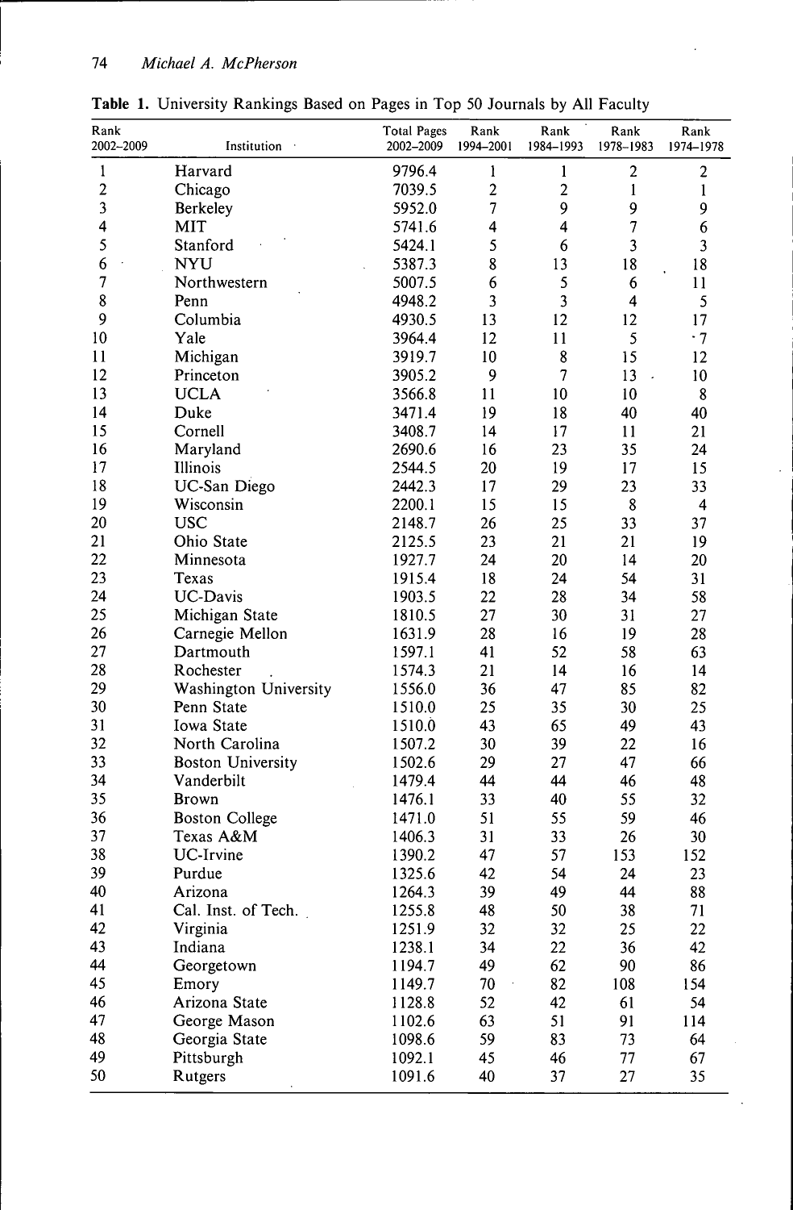**Table 1.** University Rankings Based on Pages in Top 50 Journals by All Faculty

| Rank 2002–2009 | Institution | Total Pages 2002–2009 | Rank 1994–2001 | Rank 1984–1993 | Rank 1978–1983 | Rank 1974–1978 |
|---|---|---|---|---|---|---|
| 1 | Harvard | 9796.4 | 1 | 1 | 2 | 2 |
| 2 | Chicago | 7039.5 | 2 | 2 | 1 | 1 |
| 3 | Berkeley | 5952.0 | 7 | 9 | 9 | 9 |
| 4 | MIT | 5741.6 | 4 | 4 | 7 | 6 |
| 5 | Stanford | 5424.1 | 5 | 6 | 3 | 3 |
| 6 | NYU | 5387.3 | 8 | 13 | 18 | 18 |
| 7 | Northwestern | 5007.5 | 6 | 5 | 6 | 11 |
| 8 | Penn | 4948.2 | 3 | 3 | 4 | 5 |
| 9 | Columbia | 4930.5 | 13 | 12 | 12 | 17 |
| 10 | Yale | 3964.4 | 12 | 11 | 5 | 7 |
| 11 | Michigan | 3919.7 | 10 | 8 | 15 | 12 |
| 12 | Princeton | 3905.2 | 9 | 7 | 13 | 10 |
| 13 | UCLA | 3566.8 | 11 | 10 | 10 | 8 |
| 14 | Duke | 3471.4 | 19 | 18 | 40 | 40 |
| 15 | Cornell | 3408.7 | 14 | 17 | 11 | 21 |
| 16 | Maryland | 2690.6 | 16 | 23 | 35 | 24 |
| 17 | Illinois | 2544.5 | 20 | 19 | 17 | 15 |
| 18 | UC-San Diego | 2442.3 | 17 | 29 | 23 | 33 |
| 19 | Wisconsin | 2200.1 | 15 | 15 | 8 | 4 |
| 20 | USC | 2148.7 | 26 | 25 | 33 | 37 |
| 21 | Ohio State | 2125.5 | 23 | 21 | 21 | 19 |
| 22 | Minnesota | 1927.7 | 24 | 20 | 14 | 20 |
| 23 | Texas | 1915.4 | 18 | 24 | 54 | 31 |
| 24 | UC-Davis | 1903.5 | 22 | 28 | 34 | 58 |
| 25 | Michigan State | 1810.5 | 27 | 30 | 31 | 27 |
| 26 | Carnegie Mellon | 1631.9 | 28 | 16 | 19 | 28 |
| 27 | Dartmouth | 1597.1 | 41 | 52 | 58 | 63 |
| 28 | Rochester | 1574.3 | 21 | 14 | 16 | 14 |
| 29 | Washington University | 1556.0 | 36 | 47 | 85 | 82 |
| 30 | Penn State | 1510.0 | 25 | 35 | 30 | 25 |
| 31 | Iowa State | 1510.0 | 43 | 65 | 49 | 43 |
| 32 | North Carolina | 1507.2 | 30 | 39 | 22 | 16 |
| 33 | Boston University | 1502.6 | 29 | 27 | 47 | 66 |
| 34 | Vanderbilt | 1479.4 | 44 | 44 | 46 | 48 |
| 35 | Brown | 1476.1 | 33 | 40 | 55 | 32 |
| 36 | Boston College | 1471.0 | 51 | 55 | 59 | 46 |
| 37 | Texas A&M | 1406.3 | 31 | 33 | 26 | 30 |
| 38 | UC-Irvine | 1390.2 | 47 | 57 | 153 | 152 |
| 39 | Purdue | 1325.6 | 42 | 54 | 24 | 23 |
| 40 | Arizona | 1264.3 | 39 | 49 | 44 | 88 |
| 41 | Cal. Inst. of Tech. | 1255.8 | 48 | 50 | 38 | 71 |
| 42 | Virginia | 1251.9 | 32 | 32 | 25 | 22 |
| 43 | Indiana | 1238.1 | 34 | 22 | 36 | 42 |
| 44 | Georgetown | 1194.7 | 49 | 62 | 90 | 86 |
| 45 | Emory | 1149.7 | 70 | 82 | 108 | 154 |
| 46 | Arizona State | 1128.8 | 52 | 42 | 61 | 54 |
| 47 | George Mason | 1102.6 | 63 | 51 | 91 | 114 |
| 48 | Georgia State | 1098.6 | 59 | 83 | 73 | 64 |
| 49 | Pittsburgh | 1092.1 | 45 | 46 | 77 | 67 |
| 50 | Rutgers | 1091.6 | 40 | 37 | 27 | 35 |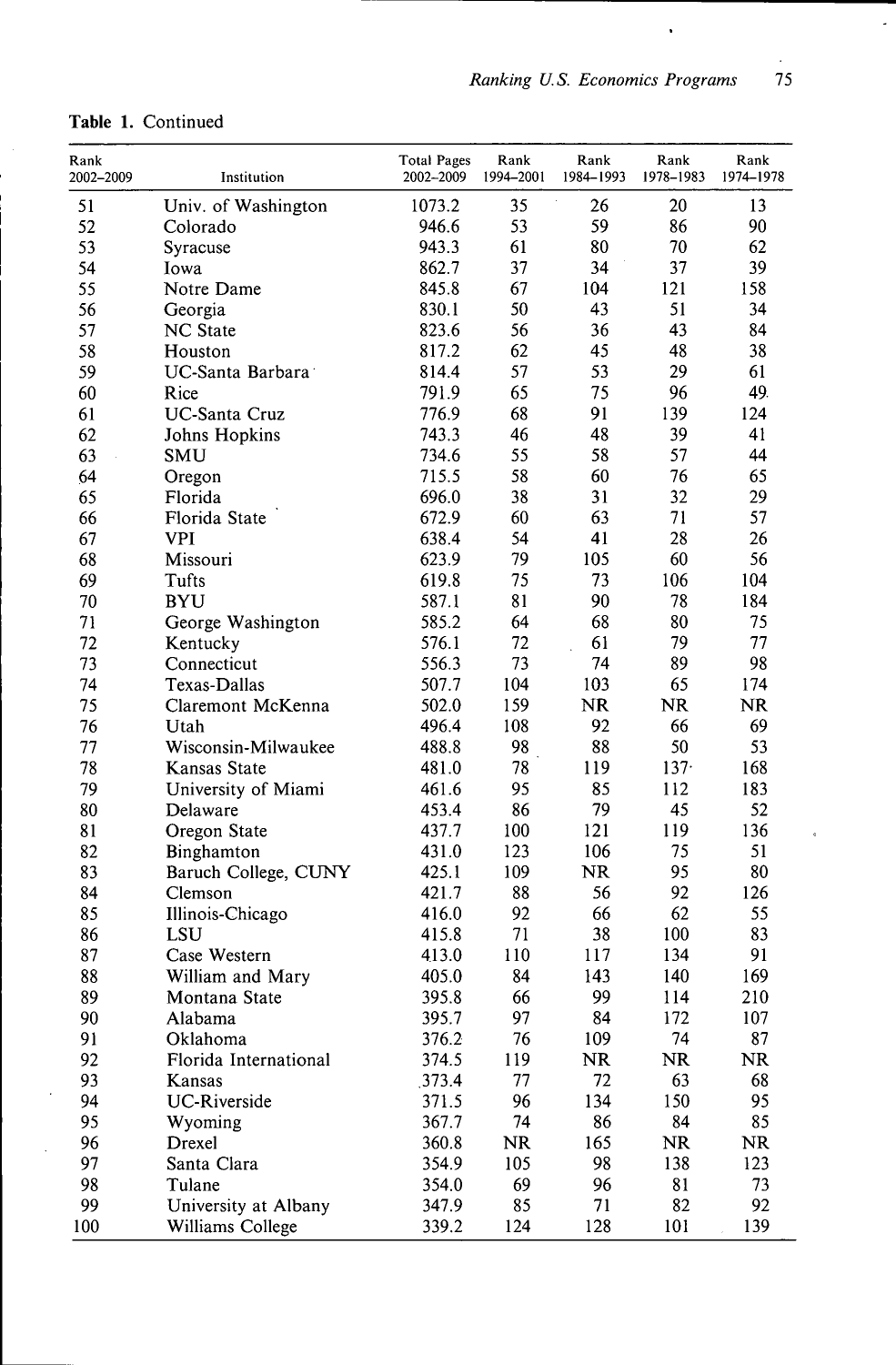**Table 1.** Continued

| Rank 2002–2009 | Institution | Total Pages 2002–2009 | Rank 1994–2001 | Rank 1984–1993 | Rank 1978–1983 | Rank 1974–1978 |
|---|---|---|---|---|---|---|
| 51 | Univ. of Washington | 1073.2 | 35 | 26 | 20 | 13 |
| 52 | Colorado | 946.6 | 53 | 59 | 86 | 90 |
| 53 | Syracuse | 943.3 | 61 | 80 | 70 | 62 |
| 54 | Iowa | 862.7 | 37 | 34 | 37 | 39 |
| 55 | Notre Dame | 845.8 | 67 | 104 | 121 | 158 |
| 56 | Georgia | 830.1 | 50 | 43 | 51 | 34 |
| 57 | NC State | 823.6 | 56 | 36 | 43 | 84 |
| 58 | Houston | 817.2 | 62 | 45 | 48 | 38 |
| 59 | UC-Santa Barbara | 814.4 | 57 | 53 | 29 | 61 |
| 60 | Rice | 791.9 | 65 | 75 | 96 | 49 |
| 61 | UC-Santa Cruz | 776.9 | 68 | 91 | 139 | 124 |
| 62 | Johns Hopkins | 743.3 | 46 | 48 | 39 | 41 |
| 63 | SMU | 734.6 | 55 | 58 | 57 | 44 |
| 64 | Oregon | 715.5 | 58 | 60 | 76 | 65 |
| 65 | Florida | 696.0 | 38 | 31 | 32 | 29 |
| 66 | Florida State | 672.9 | 60 | 63 | 71 | 57 |
| 67 | VPI | 638.4 | 54 | 41 | 28 | 26 |
| 68 | Missouri | 623.9 | 79 | 105 | 60 | 56 |
| 69 | Tufts | 619.8 | 75 | 73 | 106 | 104 |
| 70 | BYU | 587.1 | 81 | 90 | 78 | 184 |
| 71 | George Washington | 585.2 | 64 | 68 | 80 | 75 |
| 72 | Kentucky | 576.1 | 72 | 61 | 79 | 77 |
| 73 | Connecticut | 556.3 | 73 | 74 | 89 | 98 |
| 74 | Texas-Dallas | 507.7 | 104 | 103 | 65 | 174 |
| 75 | Claremont McKenna | 502.0 | 159 | NR | NR | NR |
| 76 | Utah | 496.4 | 108 | 92 | 66 | 69 |
| 77 | Wisconsin-Milwaukee | 488.8 | 98 | 88 | 50 | 53 |
| 78 | Kansas State | 481.0 | 78 | 119 | 137 | 168 |
| 79 | University of Miami | 461.6 | 95 | 85 | 112 | 183 |
| 80 | Delaware | 453.4 | 86 | 79 | 45 | 52 |
| 81 | Oregon State | 437.7 | 100 | 121 | 119 | 136 |
| 82 | Binghamton | 431.0 | 123 | 106 | 75 | 51 |
| 83 | Baruch College, CUNY | 425.1 | 109 | NR | 95 | 80 |
| 84 | Clemson | 421.7 | 88 | 56 | 92 | 126 |
| 85 | Illinois-Chicago | 416.0 | 92 | 66 | 62 | 55 |
| 86 | LSU | 415.8 | 71 | 38 | 100 | 83 |
| 87 | Case Western | 413.0 | 110 | 117 | 134 | 91 |
| 88 | William and Mary | 405.0 | 84 | 143 | 140 | 169 |
| 89 | Montana State | 395.8 | 66 | 99 | 114 | 210 |
| 90 | Alabama | 395.7 | 97 | 84 | 172 | 107 |
| 91 | Oklahoma | 376.2 | 76 | 109 | 74 | 87 |
| 92 | Florida International | 374.5 | 119 | NR | NR | NR |
| 93 | Kansas | 373.4 | 77 | 72 | 63 | 68 |
| 94 | UC-Riverside | 371.5 | 96 | 134 | 150 | 95 |
| 95 | Wyoming | 367.7 | 74 | 86 | 84 | 85 |
| 96 | Drexel | 360.8 | NR | 165 | NR | NR |
| 97 | Santa Clara | 354.9 | 105 | 98 | 138 | 123 |
| 98 | Tulane | 354.0 | 69 | 96 | 81 | 73 |
| 99 | University at Albany | 347.9 | 85 | 71 | 82 | 92 |
| 100 | Williams College | 339.2 | 124 | 128 | 101 | 139 |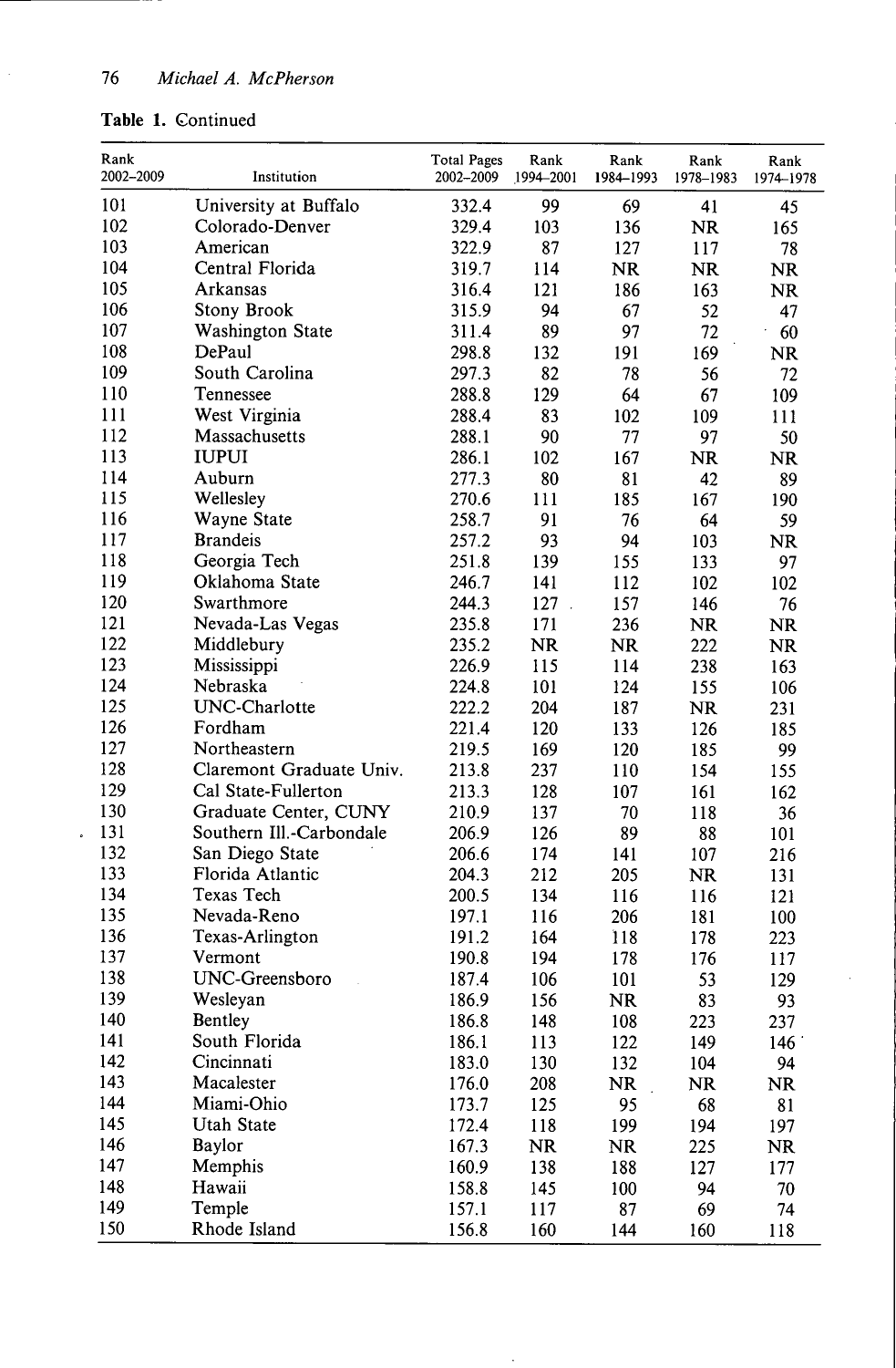**Table 1.** Continued

| Rank 2002–2009 | Institution | Total Pages 2002–2009 | Rank 1994–2001 | Rank 1984–1993 | Rank 1978–1983 | Rank 1974–1978 |
|---|---|---|---|---|---|---|
| 101 | University at Buffalo | 332.4 | 99 | 69 | 41 | 45 |
| 102 | Colorado-Denver | 329.4 | 103 | 136 | NR | 165 |
| 103 | American | 322.9 | 87 | 127 | 117 | 78 |
| 104 | Central Florida | 319.7 | 114 | NR | NR | NR |
| 105 | Arkansas | 316.4 | 121 | 186 | 163 | NR |
| 106 | Stony Brook | 315.9 | 94 | 67 | 52 | 47 |
| 107 | Washington State | 311.4 | 89 | 97 | 72 | 60 |
| 108 | DePaul | 298.8 | 132 | 191 | 169 | NR |
| 109 | South Carolina | 297.3 | 82 | 78 | 56 | 72 |
| 110 | Tennessee | 288.8 | 129 | 64 | 67 | 109 |
| 111 | West Virginia | 288.4 | 83 | 102 | 109 | 111 |
| 112 | Massachusetts | 288.1 | 90 | 77 | 97 | 50 |
| 113 | IUPUI | 286.1 | 102 | 167 | NR | NR |
| 114 | Auburn | 277.3 | 80 | 81 | 42 | 89 |
| 115 | Wellesley | 270.6 | 111 | 185 | 167 | 190 |
| 116 | Wayne State | 258.7 | 91 | 76 | 64 | 59 |
| 117 | Brandeis | 257.2 | 93 | 94 | 103 | NR |
| 118 | Georgia Tech | 251.8 | 139 | 155 | 133 | 97 |
| 119 | Oklahoma State | 246.7 | 141 | 112 | 102 | 102 |
| 120 | Swarthmore | 244.3 | 127 | 157 | 146 | 76 |
| 121 | Nevada-Las Vegas | 235.8 | 171 | 236 | NR | NR |
| 122 | Middlebury | 235.2 | NR | NR | 222 | NR |
| 123 | Mississippi | 226.9 | 115 | 114 | 238 | 163 |
| 124 | Nebraska | 224.8 | 101 | 124 | 155 | 106 |
| 125 | UNC-Charlotte | 222.2 | 204 | 187 | NR | 231 |
| 126 | Fordham | 221.4 | 120 | 133 | 126 | 185 |
| 127 | Northeastern | 219.5 | 169 | 120 | 185 | 99 |
| 128 | Claremont Graduate Univ. | 213.8 | 237 | 110 | 154 | 155 |
| 129 | Cal State-Fullerton | 213.3 | 128 | 107 | 161 | 162 |
| 130 | Graduate Center, CUNY | 210.9 | 137 | 70 | 118 | 36 |
| 131 | Southern Ill.-Carbondale | 206.9 | 126 | 89 | 88 | 101 |
| 132 | San Diego State | 206.6 | 174 | 141 | 107 | 216 |
| 133 | Florida Atlantic | 204.3 | 212 | 205 | NR | 131 |
| 134 | Texas Tech | 200.5 | 134 | 116 | 116 | 121 |
| 135 | Nevada-Reno | 197.1 | 116 | 206 | 181 | 100 |
| 136 | Texas-Arlington | 191.2 | 164 | 118 | 178 | 223 |
| 137 | Vermont | 190.8 | 194 | 178 | 176 | 117 |
| 138 | UNC-Greensboro | 187.4 | 106 | 101 | 53 | 129 |
| 139 | Wesleyan | 186.9 | 156 | NR | 83 | 93 |
| 140 | Bentley | 186.8 | 148 | 108 | 223 | 237 |
| 141 | South Florida | 186.1 | 113 | 122 | 149 | 146 |
| 142 | Cincinnati | 183.0 | 130 | 132 | 104 | 94 |
| 143 | Macalester | 176.0 | 208 | NR | NR | NR |
| 144 | Miami-Ohio | 173.7 | 125 | 95 | 68 | 81 |
| 145 | Utah State | 172.4 | 118 | 199 | 194 | 197 |
| 146 | Baylor | 167.3 | NR | NR | 225 | NR |
| 147 | Memphis | 160.9 | 138 | 188 | 127 | 177 |
| 148 | Hawaii | 158.8 | 145 | 100 | 94 | 70 |
| 149 | Temple | 157.1 | 117 | 87 | 69 | 74 |
| 150 | Rhode Island | 156.8 | 160 | 144 | 160 | 118 |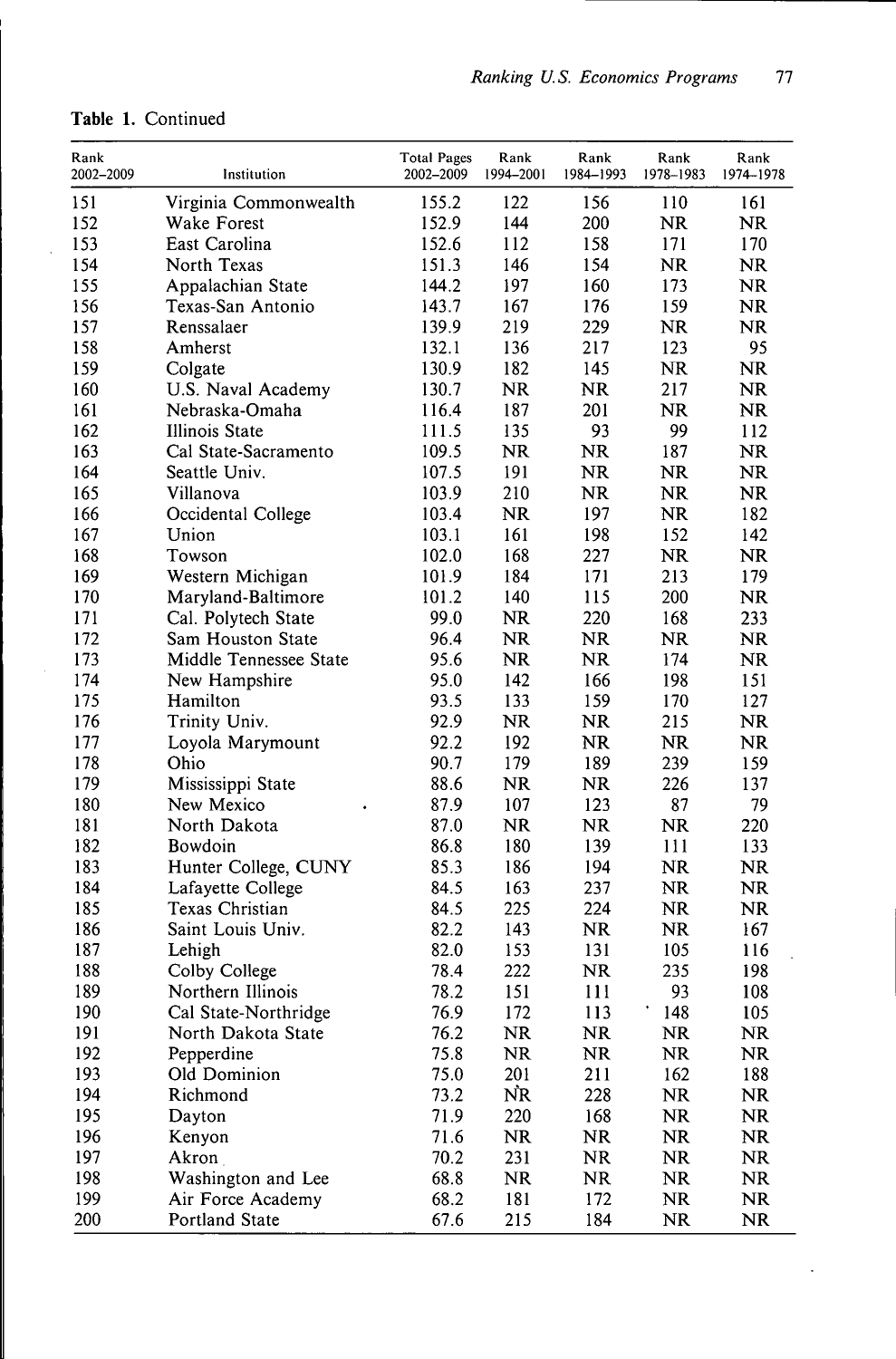**Table 1.** Continued

| Rank 2002–2009 | Institution | Total Pages 2002–2009 | Rank 1994–2001 | Rank 1984–1993 | Rank 1978–1983 | Rank 1974–1978 |
|---|---|---|---|---|---|---|
| 151 | Virginia Commonwealth | 155.2 | 122 | 156 | 110 | 161 |
| 152 | Wake Forest | 152.9 | 144 | 200 | NR | NR |
| 153 | East Carolina | 152.6 | 112 | 158 | 171 | 170 |
| 154 | North Texas | 151.3 | 146 | 154 | NR | NR |
| 155 | Appalachian State | 144.2 | 197 | 160 | 173 | NR |
| 156 | Texas-San Antonio | 143.7 | 167 | 176 | 159 | NR |
| 157 | Renssalaer | 139.9 | 219 | 229 | NR | NR |
| 158 | Amherst | 132.1 | 136 | 217 | 123 | 95 |
| 159 | Colgate | 130.9 | 182 | 145 | NR | NR |
| 160 | U.S. Naval Academy | 130.7 | NR | NR | 217 | NR |
| 161 | Nebraska-Omaha | 116.4 | 187 | 201 | NR | NR |
| 162 | Illinois State | 111.5 | 135 | 93 | 99 | 112 |
| 163 | Cal State-Sacramento | 109.5 | NR | NR | 187 | NR |
| 164 | Seattle Univ. | 107.5 | 191 | NR | NR | NR |
| 165 | Villanova | 103.9 | 210 | NR | NR | NR |
| 166 | Occidental College | 103.4 | NR | 197 | NR | 182 |
| 167 | Union | 103.1 | 161 | 198 | 152 | 142 |
| 168 | Towson | 102.0 | 168 | 227 | NR | NR |
| 169 | Western Michigan | 101.9 | 184 | 171 | 213 | 179 |
| 170 | Maryland-Baltimore | 101.2 | 140 | 115 | 200 | NR |
| 171 | Cal. Polytech State | 99.0 | NR | 220 | 168 | 233 |
| 172 | Sam Houston State | 96.4 | NR | NR | NR | NR |
| 173 | Middle Tennessee State | 95.6 | NR | NR | 174 | NR |
| 174 | New Hampshire | 95.0 | 142 | 166 | 198 | 151 |
| 175 | Hamilton | 93.5 | 133 | 159 | 170 | 127 |
| 176 | Trinity Univ. | 92.9 | NR | NR | 215 | NR |
| 177 | Loyola Marymount | 92.2 | 192 | NR | NR | NR |
| 178 | Ohio | 90.7 | 179 | 189 | 239 | 159 |
| 179 | Mississippi State | 88.6 | NR | NR | 226 | 137 |
| 180 | New Mexico | 87.9 | 107 | 123 | 87 | 79 |
| 181 | North Dakota | 87.0 | NR | NR | NR | 220 |
| 182 | Bowdoin | 86.8 | 180 | 139 | 111 | 133 |
| 183 | Hunter College, CUNY | 85.3 | 186 | 194 | NR | NR |
| 184 | Lafayette College | 84.5 | 163 | 237 | NR | NR |
| 185 | Texas Christian | 84.5 | 225 | 224 | NR | NR |
| 186 | Saint Louis Univ. | 82.2 | 143 | NR | NR | 167 |
| 187 | Lehigh | 82.0 | 153 | 131 | 105 | 116 |
| 188 | Colby College | 78.4 | 222 | NR | 235 | 198 |
| 189 | Northern Illinois | 78.2 | 151 | 111 | 93 | 108 |
| 190 | Cal State-Northridge | 76.9 | 172 | 113 | 148 | 105 |
| 191 | North Dakota State | 76.2 | NR | NR | NR | NR |
| 192 | Pepperdine | 75.8 | NR | NR | NR | NR |
| 193 | Old Dominion | 75.0 | 201 | 211 | 162 | 188 |
| 194 | Richmond | 73.2 | NR | 228 | NR | NR |
| 195 | Dayton | 71.9 | 220 | 168 | NR | NR |
| 196 | Kenyon | 71.6 | NR | NR | NR | NR |
| 197 | Akron | 70.2 | 231 | NR | NR | NR |
| 198 | Washington and Lee | 68.8 | NR | NR | NR | NR |
| 199 | Air Force Academy | 68.2 | 181 | 172 | NR | NR |
| 200 | Portland State | 67.6 | 215 | 184 | NR | NR |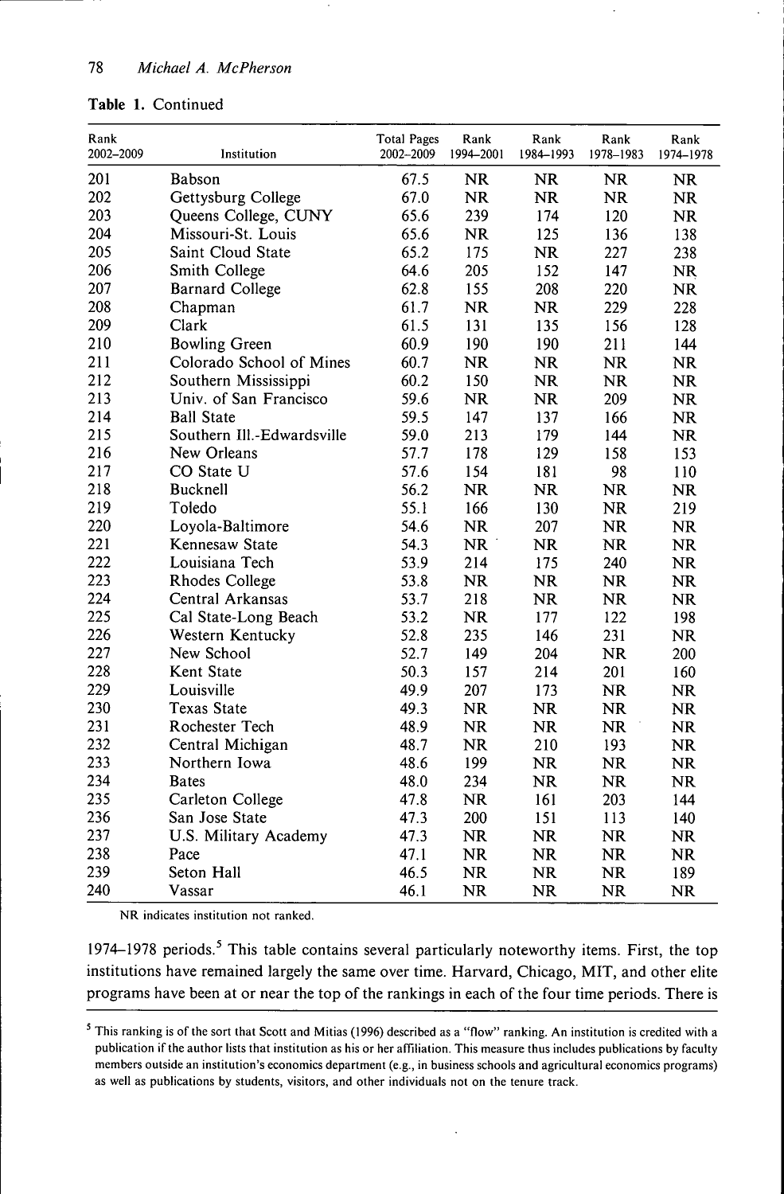**Table 1.** Continued

| Rank 2002–2009 | Institution | Total Pages 2002–2009 | Rank 1994–2001 | Rank 1984–1993 | Rank 1978–1983 | Rank 1974–1978 |
|---|---|---|---|---|---|---|
| 201 | Babson | 67.5 | NR | NR | NR | NR |
| 202 | Gettysburg College | 67.0 | NR | NR | NR | NR |
| 203 | Queens College, CUNY | 65.6 | 239 | 174 | 120 | NR |
| 204 | Missouri-St. Louis | 65.6 | NR | 125 | 136 | 138 |
| 205 | Saint Cloud State | 65.2 | 175 | NR | 227 | 238 |
| 206 | Smith College | 64.6 | 205 | 152 | 147 | NR |
| 207 | Barnard College | 62.8 | 155 | 208 | 220 | NR |
| 208 | Chapman | 61.7 | NR | NR | 229 | 228 |
| 209 | Clark | 61.5 | 131 | 135 | 156 | 128 |
| 210 | Bowling Green | 60.9 | 190 | 190 | 211 | 144 |
| 211 | Colorado School of Mines | 60.7 | NR | NR | NR | NR |
| 212 | Southern Mississippi | 60.2 | 150 | NR | NR | NR |
| 213 | Univ. of San Francisco | 59.6 | NR | NR | 209 | NR |
| 214 | Ball State | 59.5 | 147 | 137 | 166 | NR |
| 215 | Southern Ill.-Edwardsville | 59.0 | 213 | 179 | 144 | NR |
| 216 | New Orleans | 57.7 | 178 | 129 | 158 | 153 |
| 217 | CO State U | 57.6 | 154 | 181 | 98 | 110 |
| 218 | Bucknell | 56.2 | NR | NR | NR | NR |
| 219 | Toledo | 55.1 | 166 | 130 | NR | 219 |
| 220 | Loyola-Baltimore | 54.6 | NR | 207 | NR | NR |
| 221 | Kennesaw State | 54.3 | NR | NR | NR | NR |
| 222 | Louisiana Tech | 53.9 | 214 | 175 | 240 | NR |
| 223 | Rhodes College | 53.8 | NR | NR | NR | NR |
| 224 | Central Arkansas | 53.7 | 218 | NR | NR | NR |
| 225 | Cal State-Long Beach | 53.2 | NR | 177 | 122 | 198 |
| 226 | Western Kentucky | 52.8 | 235 | 146 | 231 | NR |
| 227 | New School | 52.7 | 149 | 204 | NR | 200 |
| 228 | Kent State | 50.3 | 157 | 214 | 201 | 160 |
| 229 | Louisville | 49.9 | 207 | 173 | NR | NR |
| 230 | Texas State | 49.3 | NR | NR | NR | NR |
| 231 | Rochester Tech | 48.9 | NR | NR | NR | NR |
| 232 | Central Michigan | 48.7 | NR | 210 | 193 | NR |
| 233 | Northern Iowa | 48.6 | 199 | NR | NR | NR |
| 234 | Bates | 48.0 | 234 | NR | NR | NR |
| 235 | Carleton College | 47.8 | NR | 161 | 203 | 144 |
| 236 | San Jose State | 47.3 | 200 | 151 | 113 | 140 |
| 237 | U.S. Military Academy | 47.3 | NR | NR | NR | NR |
| 238 | Pace | 47.1 | NR | NR | NR | NR |
| 239 | Seton Hall | 46.5 | NR | NR | NR | 189 |
| 240 | Vassar | 46.1 | NR | NR | NR | NR |

NR indicates institution not ranked.

1974–1978 periods.[5] This table contains several particularly noteworthy items. First, the top institutions have remained largely the same over time. Harvard, Chicago, MIT, and other elite programs have been at or near the top of the rankings in each of the four time periods. There is

[5] This ranking is of the sort that Scott and Mitias (1996) described as a "flow" ranking. An institution is credited with a publication if the author lists that institution as his or her affiliation. This measure thus includes publications by faculty members outside an institution's economics department (e.g., in business schools and agricultural economics programs) as well as publications by students, visitors, and other individuals not on the tenure track.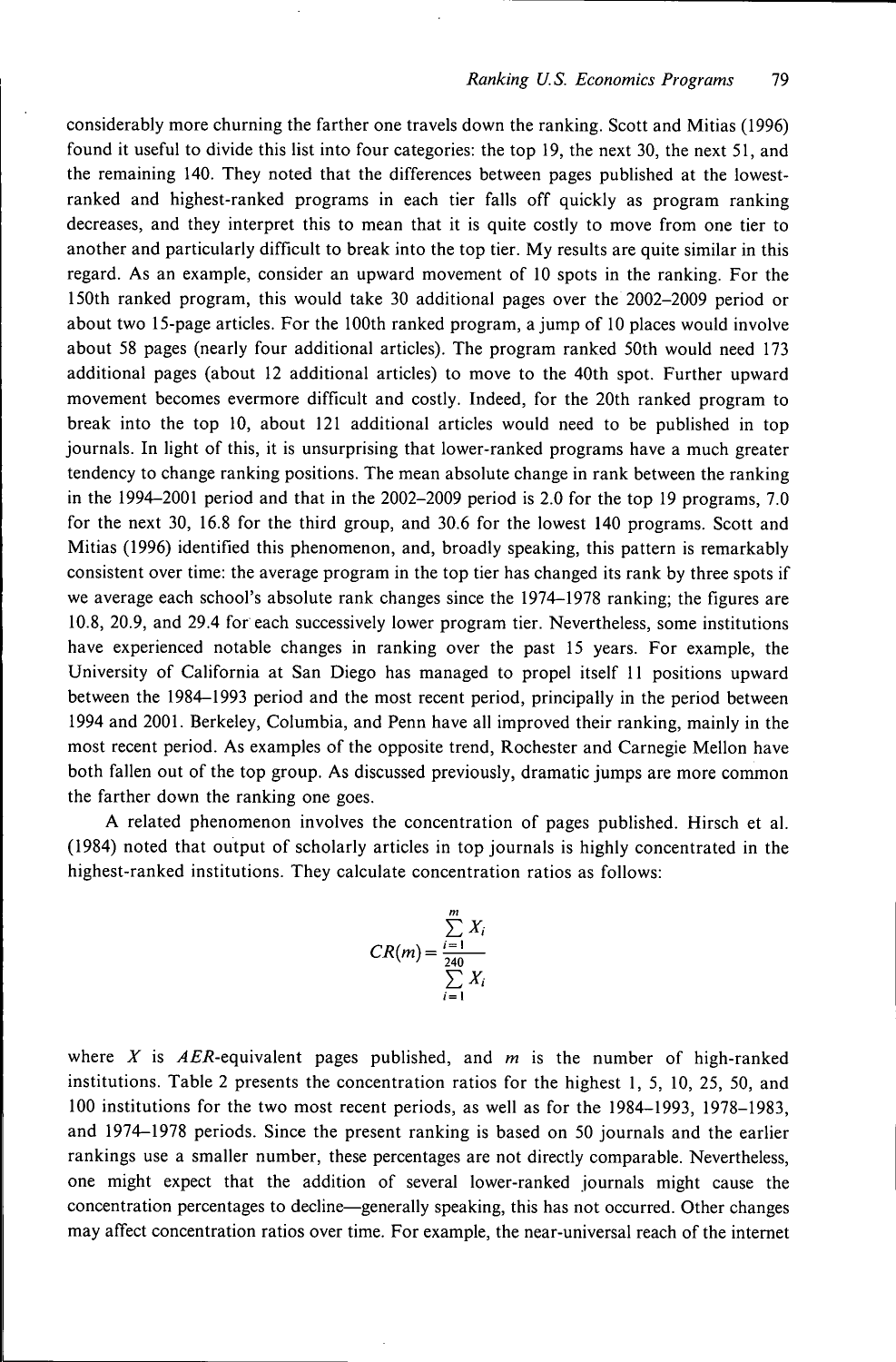considerably more churning the farther one travels down the ranking. Scott and Mitias (1996) found it useful to divide this list into four categories: the top 19, the next 30, the next 51, and the remaining 140. They noted that the differences between pages published at the lowest-ranked and highest-ranked programs in each tier falls off quickly as program ranking decreases, and they interpret this to mean that it is quite costly to move from one tier to another and particularly difficult to break into the top tier. My results are quite similar in this regard. As an example, consider an upward movement of 10 spots in the ranking. For the 150th ranked program, this would take 30 additional pages over the 2002–2009 period or about two 15-page articles. For the 100th ranked program, a jump of 10 places would involve about 58 pages (nearly four additional articles). The program ranked 50th would need 173 additional pages (about 12 additional articles) to move to the 40th spot. Further upward movement becomes evermore difficult and costly. Indeed, for the 20th ranked program to break into the top 10, about 121 additional articles would need to be published in top journals. In light of this, it is unsurprising that lower-ranked programs have a much greater tendency to change ranking positions. The mean absolute change in rank between the ranking in the 1994–2001 period and that in the 2002–2009 period is 2.0 for the top 19 programs, 7.0 for the next 30, 16.8 for the third group, and 30.6 for the lowest 140 programs. Scott and Mitias (1996) identified this phenomenon, and, broadly speaking, this pattern is remarkably consistent over time: the average program in the top tier has changed its rank by three spots if we average each school's absolute rank changes since the 1974–1978 ranking; the figures are 10.8, 20.9, and 29.4 for each successively lower program tier. Nevertheless, some institutions have experienced notable changes in ranking over the past 15 years. For example, the University of California at San Diego has managed to propel itself 11 positions upward between the 1984–1993 period and the most recent period, principally in the period between 1994 and 2001. Berkeley, Columbia, and Penn have all improved their ranking, mainly in the most recent period. As examples of the opposite trend, Rochester and Carnegie Mellon have both fallen out of the top group. As discussed previously, dramatic jumps are more common the farther down the ranking one goes.

A related phenomenon involves the concentration of pages published. Hirsch et al. (1984) noted that output of scholarly articles in top journals is highly concentrated in the highest-ranked institutions. They calculate concentration ratios as follows:

$$CR(m) = \frac{\sum_{i=1}^{m} X_i}{\sum_{i=1}^{240} X_i}$$

where $X$ is *AER*-equivalent pages published, and $m$ is the number of high-ranked institutions. Table 2 presents the concentration ratios for the highest 1, 5, 10, 25, 50, and 100 institutions for the two most recent periods, as well as for the 1984–1993, 1978–1983, and 1974–1978 periods. Since the present ranking is based on 50 journals and the earlier rankings use a smaller number, these percentages are not directly comparable. Nevertheless, one might expect that the addition of several lower-ranked journals might cause the concentration percentages to decline—generally speaking, this has not occurred. Other changes may affect concentration ratios over time. For example, the near-universal reach of the internet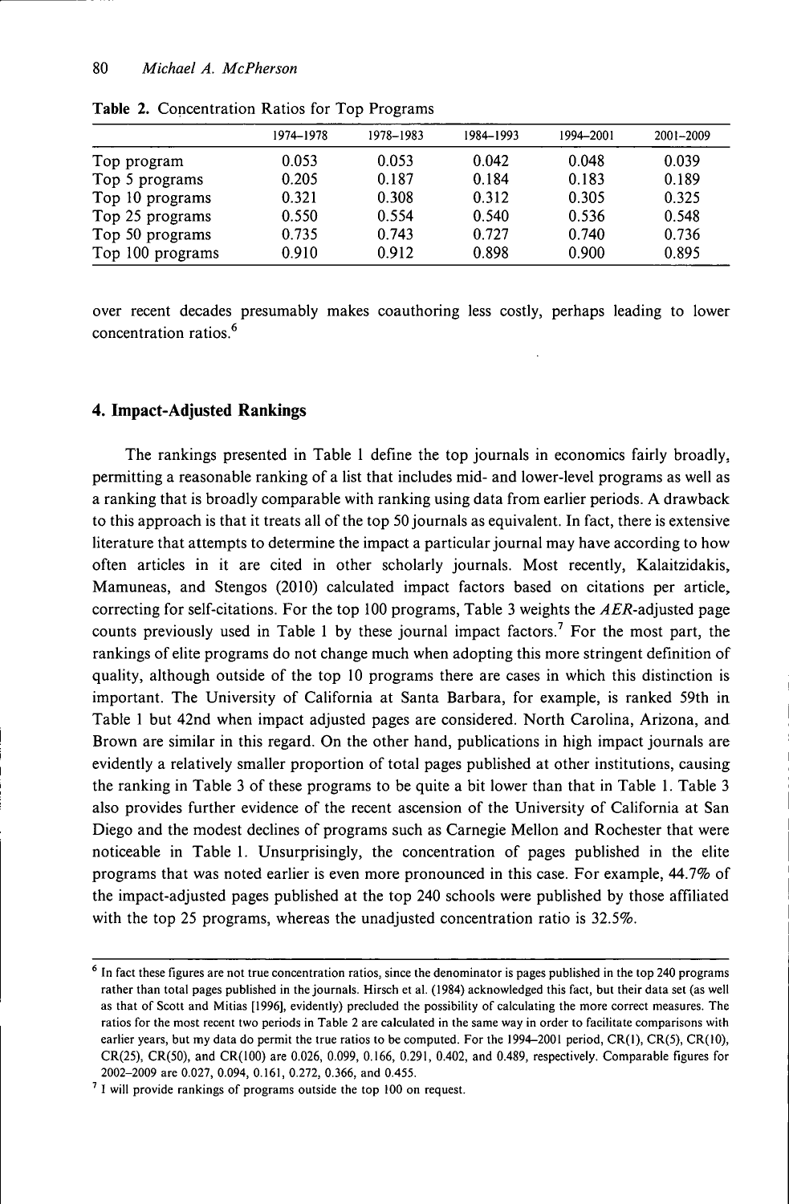**Table 2.** Concentration Ratios for Top Programs

| | 1974–1978 | 1978–1983 | 1984–1993 | 1994–2001 | 2001–2009 |
|---|---|---|---|---|---|
| Top program | 0.053 | 0.053 | 0.042 | 0.048 | 0.039 |
| Top 5 programs | 0.205 | 0.187 | 0.184 | 0.183 | 0.189 |
| Top 10 programs | 0.321 | 0.308 | 0.312 | 0.305 | 0.325 |
| Top 25 programs | 0.550 | 0.554 | 0.540 | 0.536 | 0.548 |
| Top 50 programs | 0.735 | 0.743 | 0.727 | 0.740 | 0.736 |
| Top 100 programs | 0.910 | 0.912 | 0.898 | 0.900 | 0.895 |

over recent decades presumably makes coauthoring less costly, perhaps leading to lower concentration ratios.[6]

## 4. Impact-Adjusted Rankings

The rankings presented in Table 1 define the top journals in economics fairly broadly, permitting a reasonable ranking of a list that includes mid- and lower-level programs as well as a ranking that is broadly comparable with ranking using data from earlier periods. A drawback to this approach is that it treats all of the top 50 journals as equivalent. In fact, there is extensive literature that attempts to determine the impact a particular journal may have according to how often articles in it are cited in other scholarly journals. Most recently, Kalaitzidakis, Mamuneas, and Stengos (2010) calculated impact factors based on citations per article, correcting for self-citations. For the top 100 programs, Table 3 weights the *AER*-adjusted page counts previously used in Table 1 by these journal impact factors.[7] For the most part, the rankings of elite programs do not change much when adopting this more stringent definition of quality, although outside of the top 10 programs there are cases in which this distinction is important. The University of California at Santa Barbara, for example, is ranked 59th in Table 1 but 42nd when impact adjusted pages are considered. North Carolina, Arizona, and Brown are similar in this regard. On the other hand, publications in high impact journals are evidently a relatively smaller proportion of total pages published at other institutions, causing the ranking in Table 3 of these programs to be quite a bit lower than that in Table 1. Table 3 also provides further evidence of the recent ascension of the University of California at San Diego and the modest declines of programs such as Carnegie Mellon and Rochester that were noticeable in Table 1. Unsurprisingly, the concentration of pages published in the elite programs that was noted earlier is even more pronounced in this case. For example, 44.7% of the impact-adjusted pages published at the top 240 schools were published by those affiliated with the top 25 programs, whereas the unadjusted concentration ratio is 32.5%.

---

[6] In fact these figures are not true concentration ratios, since the denominator is pages published in the top 240 programs rather than total pages published in the journals. Hirsch et al. (1984) acknowledged this fact, but their data set (as well as that of Scott and Mitias [1996], evidently) precluded the possibility of calculating the more correct measures. The ratios for the most recent two periods in Table 2 are calculated in the same way in order to facilitate comparisons with earlier years, but my data do permit the true ratios to be computed. For the 1994–2001 period, CR(1), CR(5), CR(10), CR(25), CR(50), and CR(100) are 0.026, 0.099, 0.166, 0.291, 0.402, and 0.489, respectively. Comparable figures for 2002–2009 are 0.027, 0.094, 0.161, 0.272, 0.366, and 0.455.

[7] I will provide rankings of programs outside the top 100 on request.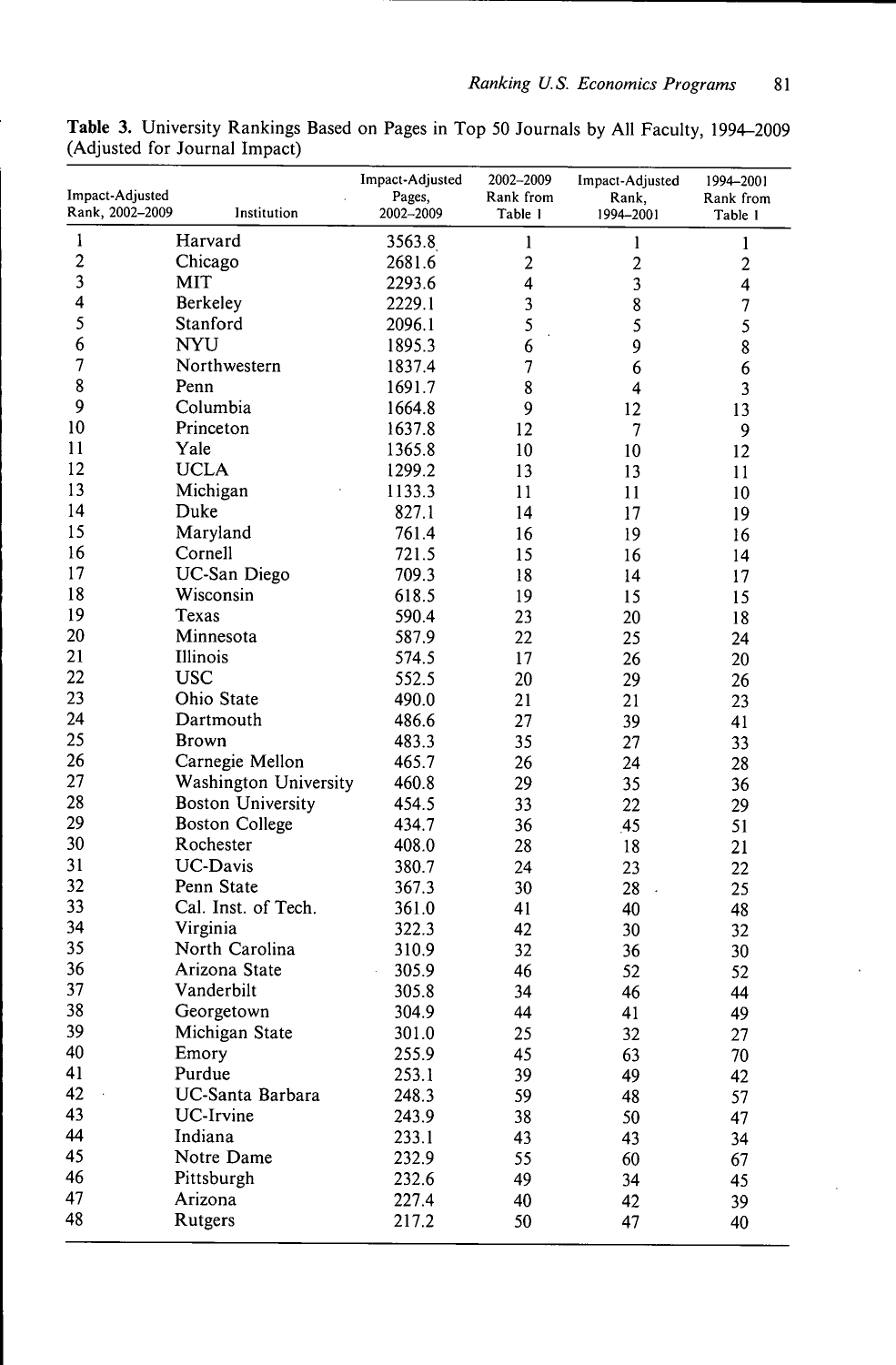**Table 3.** University Rankings Based on Pages in Top 50 Journals by All Faculty, 1994–2009 (Adjusted for Journal Impact)

| Impact-Adjusted Rank, 2002–2009 | Institution | Impact-Adjusted Pages, 2002–2009 | 2002–2009 Rank from Table 1 | Impact-Adjusted Rank, 1994–2001 | 1994–2001 Rank from Table 1 |
|---|---|---|---|---|---|
| 1 | Harvard | 3563.8 | 1 | 1 | 1 |
| 2 | Chicago | 2681.6 | 2 | 2 | 2 |
| 3 | MIT | 2293.6 | 4 | 3 | 4 |
| 4 | Berkeley | 2229.1 | 3 | 8 | 7 |
| 5 | Stanford | 2096.1 | 5 | 5 | 5 |
| 6 | NYU | 1895.3 | 6 | 9 | 8 |
| 7 | Northwestern | 1837.4 | 7 | 6 | 6 |
| 8 | Penn | 1691.7 | 8 | 4 | 3 |
| 9 | Columbia | 1664.8 | 9 | 12 | 13 |
| 10 | Princeton | 1637.8 | 12 | 7 | 9 |
| 11 | Yale | 1365.8 | 10 | 10 | 12 |
| 12 | UCLA | 1299.2 | 13 | 13 | 11 |
| 13 | Michigan | 1133.3 | 11 | 11 | 10 |
| 14 | Duke | 827.1 | 14 | 17 | 19 |
| 15 | Maryland | 761.4 | 16 | 19 | 16 |
| 16 | Cornell | 721.5 | 15 | 16 | 14 |
| 17 | UC-San Diego | 709.3 | 18 | 14 | 17 |
| 18 | Wisconsin | 618.5 | 19 | 15 | 15 |
| 19 | Texas | 590.4 | 23 | 20 | 18 |
| 20 | Minnesota | 587.9 | 22 | 25 | 24 |
| 21 | Illinois | 574.5 | 17 | 26 | 20 |
| 22 | USC | 552.5 | 20 | 29 | 26 |
| 23 | Ohio State | 490.0 | 21 | 21 | 23 |
| 24 | Dartmouth | 486.6 | 27 | 39 | 41 |
| 25 | Brown | 483.3 | 35 | 27 | 33 |
| 26 | Carnegie Mellon | 465.7 | 26 | 24 | 28 |
| 27 | Washington University | 460.8 | 29 | 35 | 36 |
| 28 | Boston University | 454.5 | 33 | 22 | 29 |
| 29 | Boston College | 434.7 | 36 | 45 | 51 |
| 30 | Rochester | 408.0 | 28 | 18 | 21 |
| 31 | UC-Davis | 380.7 | 24 | 23 | 22 |
| 32 | Penn State | 367.3 | 30 | 28 | 25 |
| 33 | Cal. Inst. of Tech. | 361.0 | 41 | 40 | 48 |
| 34 | Virginia | 322.3 | 42 | 30 | 32 |
| 35 | North Carolina | 310.9 | 32 | 36 | 30 |
| 36 | Arizona State | 305.9 | 46 | 52 | 52 |
| 37 | Vanderbilt | 305.8 | 34 | 46 | 44 |
| 38 | Georgetown | 304.9 | 44 | 41 | 49 |
| 39 | Michigan State | 301.0 | 25 | 32 | 27 |
| 40 | Emory | 255.9 | 45 | 63 | 70 |
| 41 | Purdue | 253.1 | 39 | 49 | 42 |
| 42 | UC-Santa Barbara | 248.3 | 59 | 48 | 57 |
| 43 | UC-Irvine | 243.9 | 38 | 50 | 47 |
| 44 | Indiana | 233.1 | 43 | 43 | 34 |
| 45 | Notre Dame | 232.9 | 55 | 60 | 67 |
| 46 | Pittsburgh | 232.6 | 49 | 34 | 45 |
| 47 | Arizona | 227.4 | 40 | 42 | 39 |
| 48 | Rutgers | 217.2 | 50 | 47 | 40 |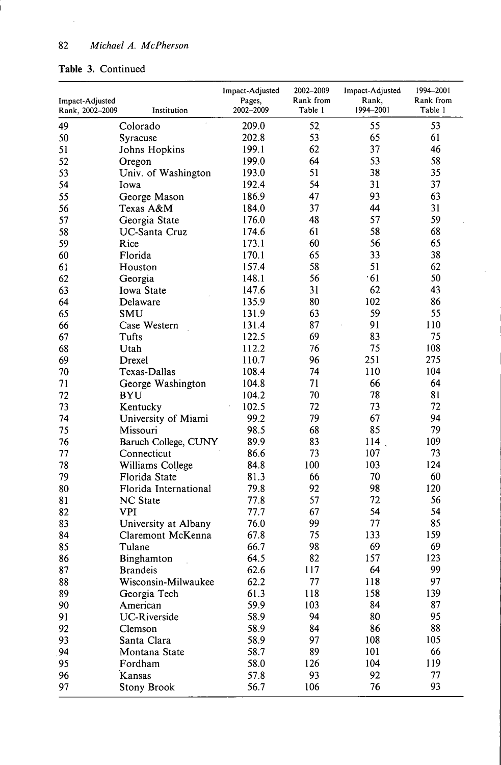**Table 3.** Continued

| Impact-Adjusted Rank, 2002–2009 | Institution | Impact-Adjusted Pages, 2002–2009 | 2002–2009 Rank from Table 1 | Impact-Adjusted Rank, 1994–2001 | 1994–2001 Rank from Table 1 |
|---|---|---|---|---|---|
| 49 | Colorado | 209.0 | 52 | 55 | 53 |
| 50 | Syracuse | 202.8 | 53 | 65 | 61 |
| 51 | Johns Hopkins | 199.1 | 62 | 37 | 46 |
| 52 | Oregon | 199.0 | 64 | 53 | 58 |
| 53 | Univ. of Washington | 193.0 | 51 | 38 | 35 |
| 54 | Iowa | 192.4 | 54 | 31 | 37 |
| 55 | George Mason | 186.9 | 47 | 93 | 63 |
| 56 | Texas A&M | 184.0 | 37 | 44 | 31 |
| 57 | Georgia State | 176.0 | 48 | 57 | 59 |
| 58 | UC-Santa Cruz | 174.6 | 61 | 58 | 68 |
| 59 | Rice | 173.1 | 60 | 56 | 65 |
| 60 | Florida | 170.1 | 65 | 33 | 38 |
| 61 | Houston | 157.4 | 58 | 51 | 62 |
| 62 | Georgia | 148.1 | 56 | 61 | 50 |
| 63 | Iowa State | 147.6 | 31 | 62 | 43 |
| 64 | Delaware | 135.9 | 80 | 102 | 86 |
| 65 | SMU | 131.9 | 63 | 59 | 55 |
| 66 | Case Western | 131.4 | 87 | 91 | 110 |
| 67 | Tufts | 122.5 | 69 | 83 | 75 |
| 68 | Utah | 112.2 | 76 | 75 | 108 |
| 69 | Drexel | 110.7 | 96 | 251 | 275 |
| 70 | Texas-Dallas | 108.4 | 74 | 110 | 104 |
| 71 | George Washington | 104.8 | 71 | 66 | 64 |
| 72 | BYU | 104.2 | 70 | 78 | 81 |
| 73 | Kentucky | 102.5 | 72 | 73 | 72 |
| 74 | University of Miami | 99.2 | 79 | 67 | 94 |
| 75 | Missouri | 98.5 | 68 | 85 | 79 |
| 76 | Baruch College, CUNY | 89.9 | 83 | 114 | 109 |
| 77 | Connecticut | 86.6 | 73 | 107 | 73 |
| 78 | Williams College | 84.8 | 100 | 103 | 124 |
| 79 | Florida State | 81.3 | 66 | 70 | 60 |
| 80 | Florida International | 79.8 | 92 | 98 | 120 |
| 81 | NC State | 77.8 | 57 | 72 | 56 |
| 82 | VPI | 77.7 | 67 | 54 | 54 |
| 83 | University at Albany | 76.0 | 99 | 77 | 85 |
| 84 | Claremont McKenna | 67.8 | 75 | 133 | 159 |
| 85 | Tulane | 66.7 | 98 | 69 | 69 |
| 86 | Binghamton | 64.5 | 82 | 157 | 123 |
| 87 | Brandeis | 62.6 | 117 | 64 | 99 |
| 88 | Wisconsin-Milwaukee | 62.2 | 77 | 118 | 97 |
| 89 | Georgia Tech | 61.3 | 118 | 158 | 139 |
| 90 | American | 59.9 | 103 | 84 | 87 |
| 91 | UC-Riverside | 58.9 | 94 | 80 | 95 |
| 92 | Clemson | 58.9 | 84 | 86 | 88 |
| 93 | Santa Clara | 58.9 | 97 | 108 | 105 |
| 94 | Montana State | 58.7 | 89 | 101 | 66 |
| 95 | Fordham | 58.0 | 126 | 104 | 119 |
| 96 | Kansas | 57.8 | 93 | 92 | 77 |
| 97 | Stony Brook | 56.7 | 106 | 76 | 93 |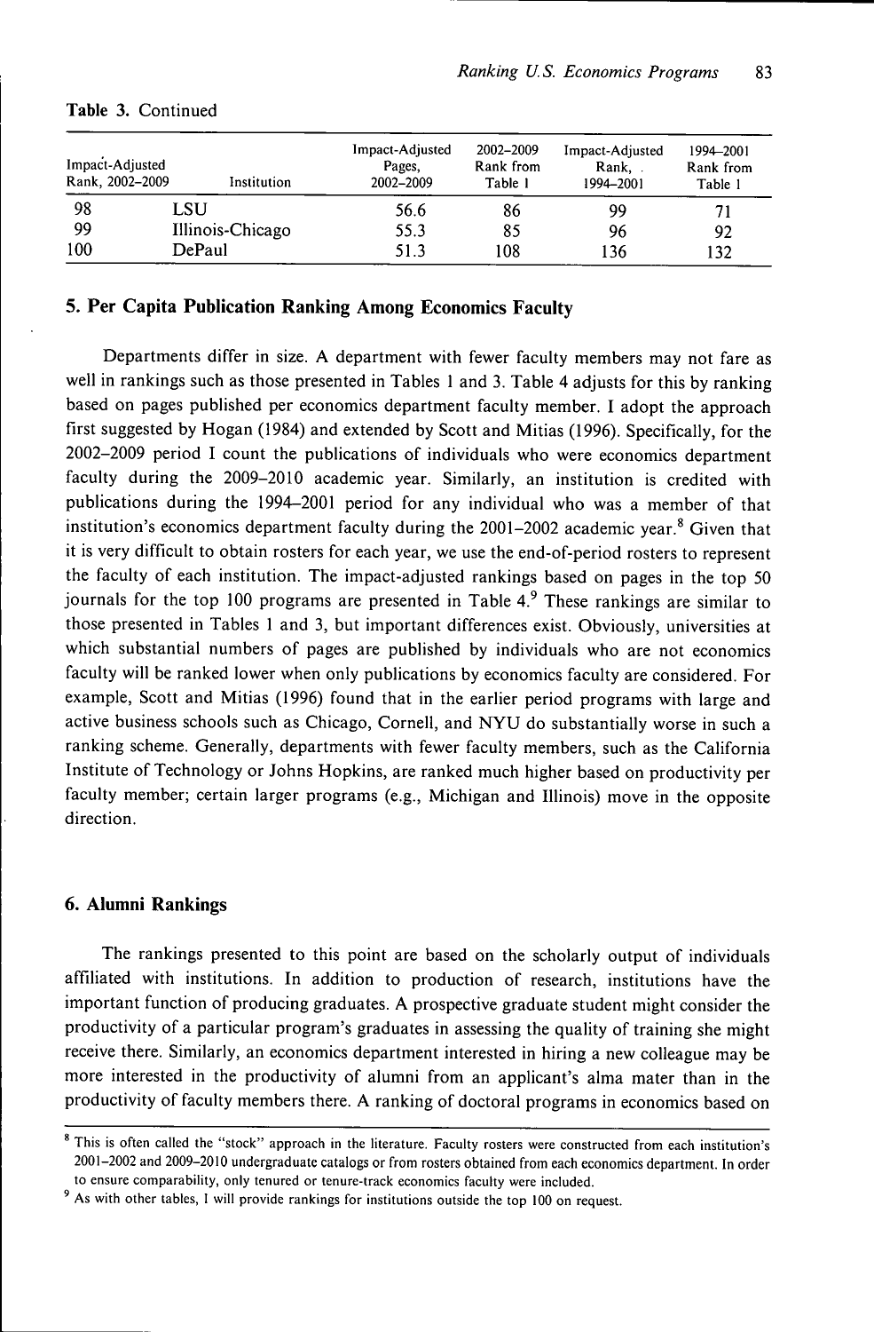**Table 3.** Continued

| Impact-Adjusted Rank, 2002–2009 | Institution | Impact-Adjusted Pages, 2002–2009 | 2002–2009 Rank from Table 1 | Impact-Adjusted Rank, 1994–2001 | 1994–2001 Rank from Table 1 |
|---|---|---|---|---|---|
| 98 | LSU | 56.6 | 86 | 99 | 71 |
| 99 | Illinois-Chicago | 55.3 | 85 | 96 | 92 |
| 100 | DePaul | 51.3 | 108 | 136 | 132 |

## 5. Per Capita Publication Ranking Among Economics Faculty

Departments differ in size. A department with fewer faculty members may not fare as well in rankings such as those presented in Tables 1 and 3. Table 4 adjusts for this by ranking based on pages published per economics department faculty member. I adopt the approach first suggested by Hogan (1984) and extended by Scott and Mitias (1996). Specifically, for the 2002–2009 period I count the publications of individuals who were economics department faculty during the 2009–2010 academic year. Similarly, an institution is credited with publications during the 1994–2001 period for any individual who was a member of that institution's economics department faculty during the 2001–2002 academic year.[8] Given that it is very difficult to obtain rosters for each year, we use the end-of-period rosters to represent the faculty of each institution. The impact-adjusted rankings based on pages in the top 50 journals for the top 100 programs are presented in Table 4.[9] These rankings are similar to those presented in Tables 1 and 3, but important differences exist. Obviously, universities at which substantial numbers of pages are published by individuals who are not economics faculty will be ranked lower when only publications by economics faculty are considered. For example, Scott and Mitias (1996) found that in the earlier period programs with large and active business schools such as Chicago, Cornell, and NYU do substantially worse in such a ranking scheme. Generally, departments with fewer faculty members, such as the California Institute of Technology or Johns Hopkins, are ranked much higher based on productivity per faculty member; certain larger programs (e.g., Michigan and Illinois) move in the opposite direction.

## 6. Alumni Rankings

The rankings presented to this point are based on the scholarly output of individuals affiliated with institutions. In addition to production of research, institutions have the important function of producing graduates. A prospective graduate student might consider the productivity of a particular program's graduates in assessing the quality of training she might receive there. Similarly, an economics department interested in hiring a new colleague may be more interested in the productivity of alumni from an applicant's alma mater than in the productivity of faculty members there. A ranking of doctoral programs in economics based on

---

[8] This is often called the "stock" approach in the literature. Faculty rosters were constructed from each institution's 2001–2002 and 2009–2010 undergraduate catalogs or from rosters obtained from each economics department. In order to ensure comparability, only tenured or tenure-track economics faculty were included.

[9] As with other tables, I will provide rankings for institutions outside the top 100 on request.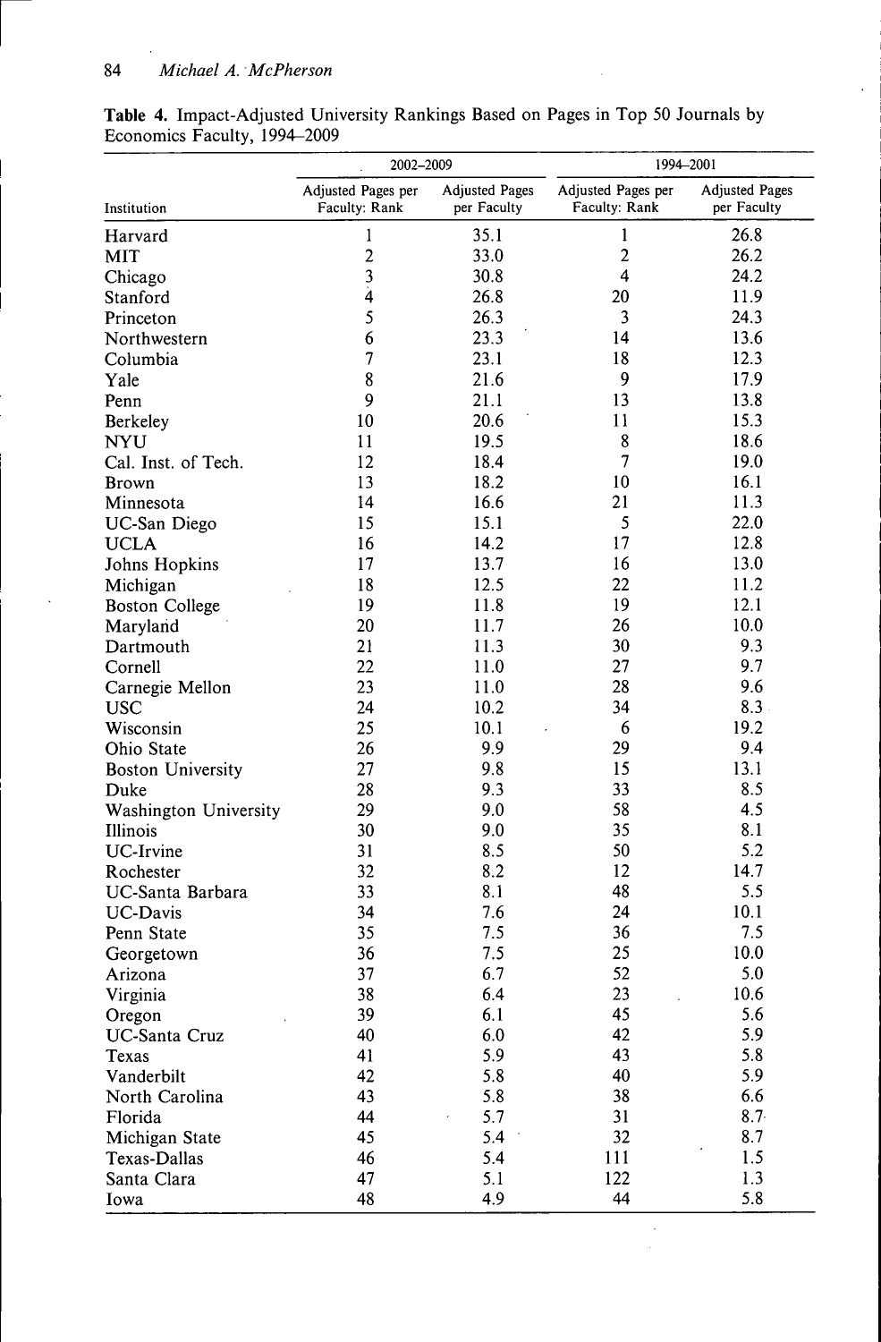**Table 4.** Impact-Adjusted University Rankings Based on Pages in Top 50 Journals by Economics Faculty, 1994–2009

| | 2002–2009 | | 1994–2001 | |
|---|---|---|---|---|
| Institution | Adjusted Pages per Faculty: Rank | Adjusted Pages per Faculty | Adjusted Pages per Faculty: Rank | Adjusted Pages per Faculty |
| Harvard | 1 | 35.1 | 1 | 26.8 |
| MIT | 2 | 33.0 | 2 | 26.2 |
| Chicago | 3 | 30.8 | 4 | 24.2 |
| Stanford | 4 | 26.8 | 20 | 11.9 |
| Princeton | 5 | 26.3 | 3 | 24.3 |
| Northwestern | 6 | 23.3 | 14 | 13.6 |
| Columbia | 7 | 23.1 | 18 | 12.3 |
| Yale | 8 | 21.6 | 9 | 17.9 |
| Penn | 9 | 21.1 | 13 | 13.8 |
| Berkeley | 10 | 20.6 | 11 | 15.3 |
| NYU | 11 | 19.5 | 8 | 18.6 |
| Cal. Inst. of Tech. | 12 | 18.4 | 7 | 19.0 |
| Brown | 13 | 18.2 | 10 | 16.1 |
| Minnesota | 14 | 16.6 | 21 | 11.3 |
| UC-San Diego | 15 | 15.1 | 5 | 22.0 |
| UCLA | 16 | 14.2 | 17 | 12.8 |
| Johns Hopkins | 17 | 13.7 | 16 | 13.0 |
| Michigan | 18 | 12.5 | 22 | 11.2 |
| Boston College | 19 | 11.8 | 19 | 12.1 |
| Maryland | 20 | 11.7 | 26 | 10.0 |
| Dartmouth | 21 | 11.3 | 30 | 9.3 |
| Cornell | 22 | 11.0 | 27 | 9.7 |
| Carnegie Mellon | 23 | 11.0 | 28 | 9.6 |
| USC | 24 | 10.2 | 34 | 8.3 |
| Wisconsin | 25 | 10.1 | 6 | 19.2 |
| Ohio State | 26 | 9.9 | 29 | 9.4 |
| Boston University | 27 | 9.8 | 15 | 13.1 |
| Duke | 28 | 9.3 | 33 | 8.5 |
| Washington University | 29 | 9.0 | 58 | 4.5 |
| Illinois | 30 | 9.0 | 35 | 8.1 |
| UC-Irvine | 31 | 8.5 | 50 | 5.2 |
| Rochester | 32 | 8.2 | 12 | 14.7 |
| UC-Santa Barbara | 33 | 8.1 | 48 | 5.5 |
| UC-Davis | 34 | 7.6 | 24 | 10.1 |
| Penn State | 35 | 7.5 | 36 | 7.5 |
| Georgetown | 36 | 7.5 | 25 | 10.0 |
| Arizona | 37 | 6.7 | 52 | 5.0 |
| Virginia | 38 | 6.4 | 23 | 10.6 |
| Oregon | 39 | 6.1 | 45 | 5.6 |
| UC-Santa Cruz | 40 | 6.0 | 42 | 5.9 |
| Texas | 41 | 5.9 | 43 | 5.8 |
| Vanderbilt | 42 | 5.8 | 40 | 5.9 |
| North Carolina | 43 | 5.8 | 38 | 6.6 |
| Florida | 44 | 5.7 | 31 | 8.7 |
| Michigan State | 45 | 5.4 | 32 | 8.7 |
| Texas-Dallas | 46 | 5.4 | 111 | 1.5 |
| Santa Clara | 47 | 5.1 | 122 | 1.3 |
| Iowa | 48 | 4.9 | 44 | 5.8 |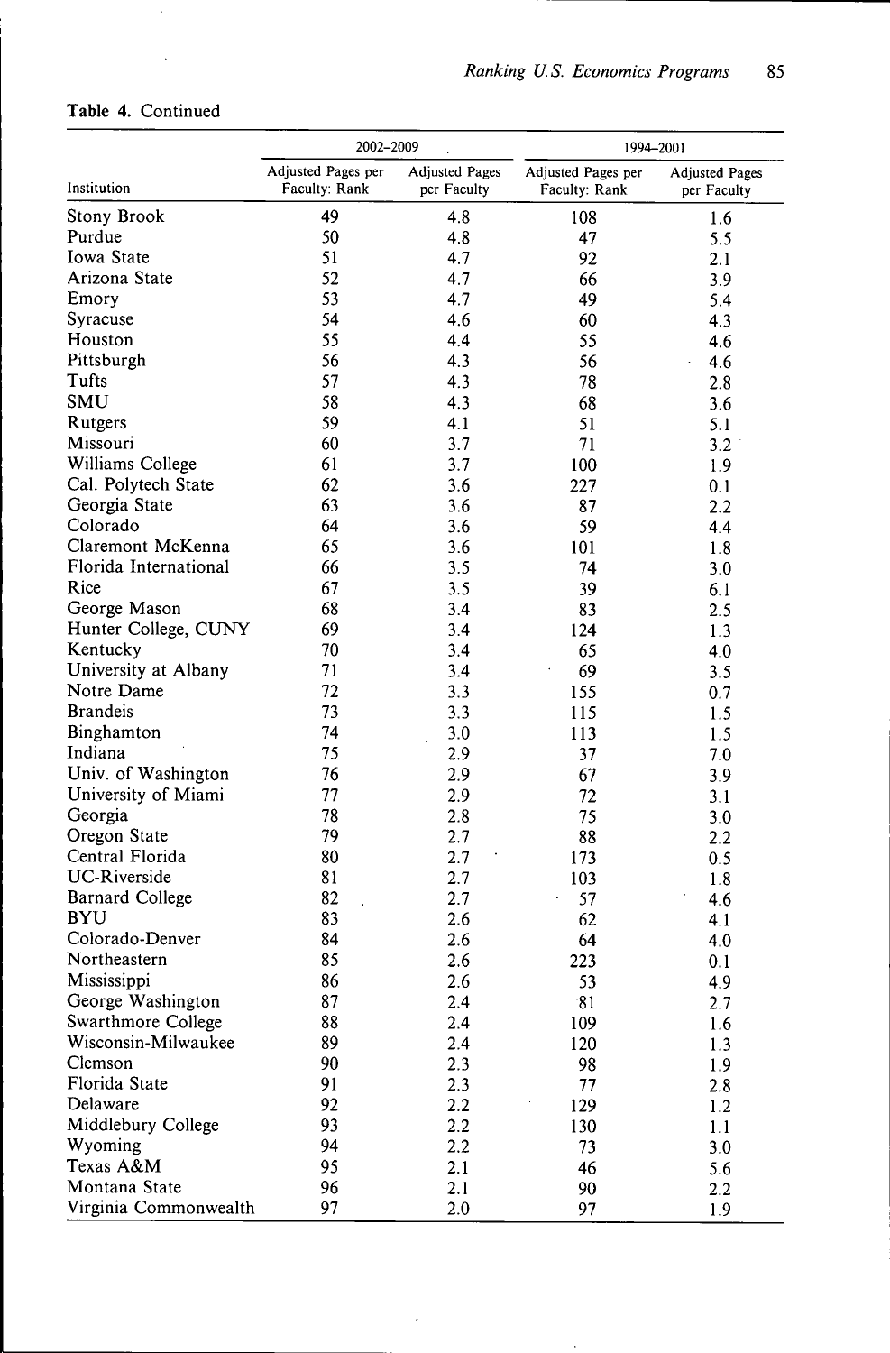**Table 4.** Continued

| Institution | 2002–2009 | | 1994–2001 | |
|---|---|---|---|---|
| | Adjusted Pages per Faculty: Rank | Adjusted Pages per Faculty | Adjusted Pages per Faculty: Rank | Adjusted Pages per Faculty |
| Stony Brook | 49 | 4.8 | 108 | 1.6 |
| Purdue | 50 | 4.8 | 47 | 5.5 |
| Iowa State | 51 | 4.7 | 92 | 2.1 |
| Arizona State | 52 | 4.7 | 66 | 3.9 |
| Emory | 53 | 4.7 | 49 | 5.4 |
| Syracuse | 54 | 4.6 | 60 | 4.3 |
| Houston | 55 | 4.4 | 55 | 4.6 |
| Pittsburgh | 56 | 4.3 | 56 | 4.6 |
| Tufts | 57 | 4.3 | 78 | 2.8 |
| SMU | 58 | 4.3 | 68 | 3.6 |
| Rutgers | 59 | 4.1 | 51 | 5.1 |
| Missouri | 60 | 3.7 | 71 | 3.2 |
| Williams College | 61 | 3.7 | 100 | 1.9 |
| Cal. Polytech State | 62 | 3.6 | 227 | 0.1 |
| Georgia State | 63 | 3.6 | 87 | 2.2 |
| Colorado | 64 | 3.6 | 59 | 4.4 |
| Claremont McKenna | 65 | 3.6 | 101 | 1.8 |
| Florida International | 66 | 3.5 | 74 | 3.0 |
| Rice | 67 | 3.5 | 39 | 6.1 |
| George Mason | 68 | 3.4 | 83 | 2.5 |
| Hunter College, CUNY | 69 | 3.4 | 124 | 1.3 |
| Kentucky | 70 | 3.4 | 65 | 4.0 |
| University at Albany | 71 | 3.4 | 69 | 3.5 |
| Notre Dame | 72 | 3.3 | 155 | 0.7 |
| Brandeis | 73 | 3.3 | 115 | 1.5 |
| Binghamton | 74 | 3.0 | 113 | 1.5 |
| Indiana | 75 | 2.9 | 37 | 7.0 |
| Univ. of Washington | 76 | 2.9 | 67 | 3.9 |
| University of Miami | 77 | 2.9 | 72 | 3.1 |
| Georgia | 78 | 2.8 | 75 | 3.0 |
| Oregon State | 79 | 2.7 | 88 | 2.2 |
| Central Florida | 80 | 2.7 | 173 | 0.5 |
| UC-Riverside | 81 | 2.7 | 103 | 1.8 |
| Barnard College | 82 | 2.7 | 57 | 4.6 |
| BYU | 83 | 2.6 | 62 | 4.1 |
| Colorado-Denver | 84 | 2.6 | 64 | 4.0 |
| Northeastern | 85 | 2.6 | 223 | 0.1 |
| Mississippi | 86 | 2.6 | 53 | 4.9 |
| George Washington | 87 | 2.4 | 81 | 2.7 |
| Swarthmore College | 88 | 2.4 | 109 | 1.6 |
| Wisconsin-Milwaukee | 89 | 2.4 | 120 | 1.3 |
| Clemson | 90 | 2.3 | 98 | 1.9 |
| Florida State | 91 | 2.3 | 77 | 2.8 |
| Delaware | 92 | 2.2 | 129 | 1.2 |
| Middlebury College | 93 | 2.2 | 130 | 1.1 |
| Wyoming | 94 | 2.2 | 73 | 3.0 |
| Texas A&M | 95 | 2.1 | 46 | 5.6 |
| Montana State | 96 | 2.1 | 90 | 2.2 |
| Virginia Commonwealth | 97 | 2.0 | 97 | 1.9 |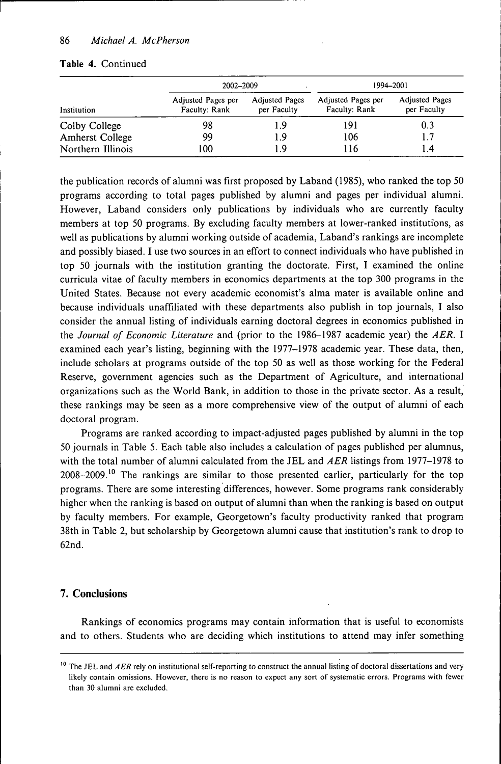**Table 4.** Continued

| Institution | 2002–2009 | | 1994–2001 | |
|---|---|---|---|---|
| | Adjusted Pages per Faculty: Rank | Adjusted Pages per Faculty | Adjusted Pages per Faculty: Rank | Adjusted Pages per Faculty |
| Colby College | 98 | 1.9 | 191 | 0.3 |
| Amherst College | 99 | 1.9 | 106 | 1.7 |
| Northern Illinois | 100 | 1.9 | 116 | 1.4 |

the publication records of alumni was first proposed by Laband (1985), who ranked the top 50 programs according to total pages published by alumni and pages per individual alumni. However, Laband considers only publications by individuals who are currently faculty members at top 50 programs. By excluding faculty members at lower-ranked institutions, as well as publications by alumni working outside of academia, Laband's rankings are incomplete and possibly biased. I use two sources in an effort to connect individuals who have published in top 50 journals with the institution granting the doctorate. First, I examined the online curricula vitae of faculty members in economics departments at the top 300 programs in the United States. Because not every academic economist's alma mater is available online and because individuals unaffiliated with these departments also publish in top journals, I also consider the annual listing of individuals earning doctoral degrees in economics published in the *Journal of Economic Literature* and (prior to the 1986–1987 academic year) the *AER*. I examined each year's listing, beginning with the 1977–1978 academic year. These data, then, include scholars at programs outside of the top 50 as well as those working for the Federal Reserve, government agencies such as the Department of Agriculture, and international organizations such as the World Bank, in addition to those in the private sector. As a result, these rankings may be seen as a more comprehensive view of the output of alumni of each doctoral program.

Programs are ranked according to impact-adjusted pages published by alumni in the top 50 journals in Table 5. Each table also includes a calculation of pages published per alumnus, with the total number of alumni calculated from the JEL and *AER* listings from 1977–1978 to 2008–2009.[10] The rankings are similar to those presented earlier, particularly for the top programs. There are some interesting differences, however. Some programs rank considerably higher when the ranking is based on output of alumni than when the ranking is based on output by faculty members. For example, Georgetown's faculty productivity ranked that program 38th in Table 2, but scholarship by Georgetown alumni cause that institution's rank to drop to 62nd.

## 7. Conclusions

Rankings of economics programs may contain information that is useful to economists and to others. Students who are deciding which institutions to attend may infer something

[10] The JEL and *AER* rely on institutional self-reporting to construct the annual listing of doctoral dissertations and very likely contain omissions. However, there is no reason to expect any sort of systematic errors. Programs with fewer than 30 alumni are excluded.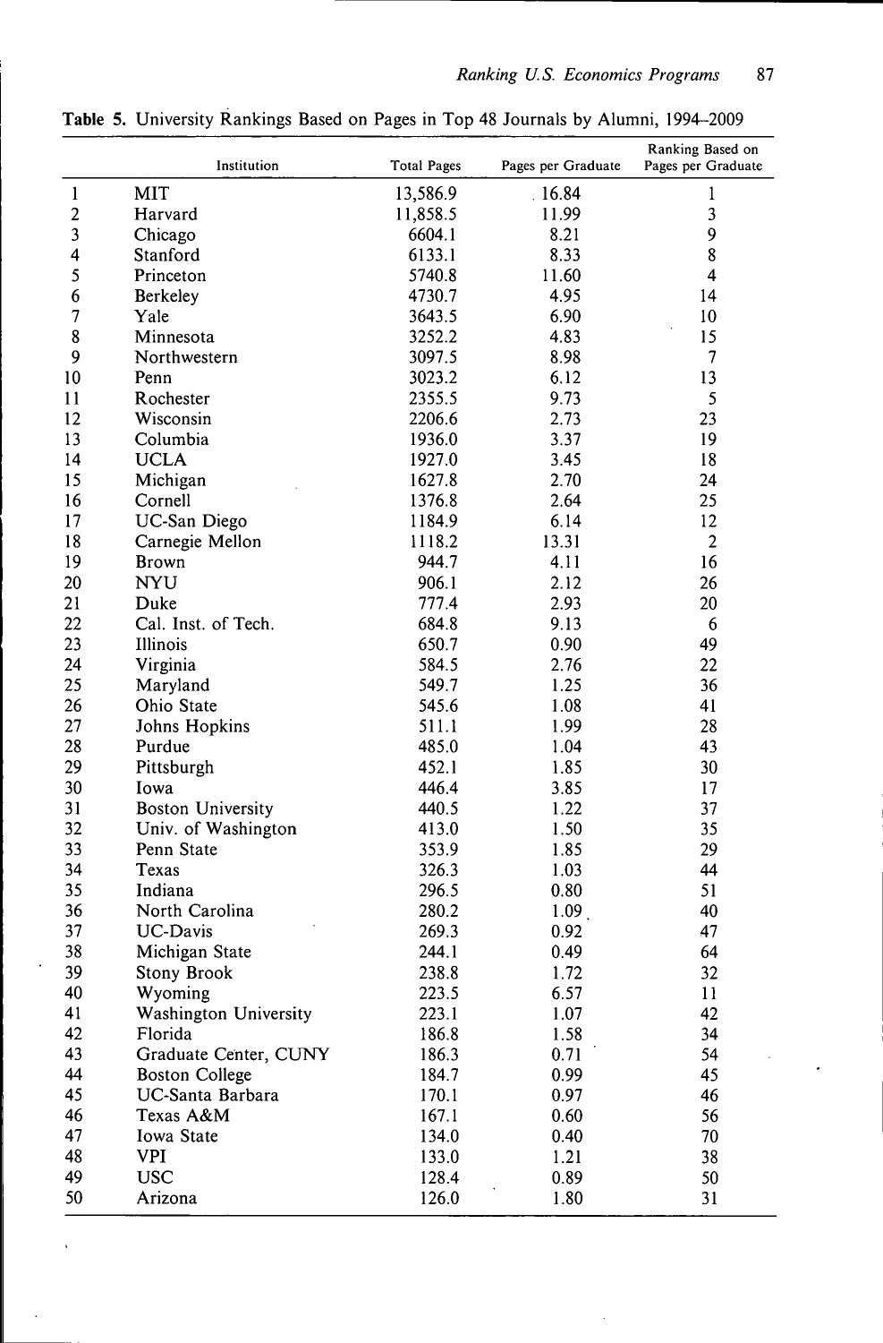**Table 5.** University Rankings Based on Pages in Top 48 Journals by Alumni, 1994–2009

| | Institution | Total Pages | Pages per Graduate | Ranking Based on Pages per Graduate |
|---|---|---|---|---|
| 1 | MIT | 13,586.9 | 16.84 | 1 |
| 2 | Harvard | 11,858.5 | 11.99 | 3 |
| 3 | Chicago | 6604.1 | 8.21 | 9 |
| 4 | Stanford | 6133.1 | 8.33 | 8 |
| 5 | Princeton | 5740.8 | 11.60 | 4 |
| 6 | Berkeley | 4730.7 | 4.95 | 14 |
| 7 | Yale | 3643.5 | 6.90 | 10 |
| 8 | Minnesota | 3252.2 | 4.83 | 15 |
| 9 | Northwestern | 3097.5 | 8.98 | 7 |
| 10 | Penn | 3023.2 | 6.12 | 13 |
| 11 | Rochester | 2355.5 | 9.73 | 5 |
| 12 | Wisconsin | 2206.6 | 2.73 | 23 |
| 13 | Columbia | 1936.0 | 3.37 | 19 |
| 14 | UCLA | 1927.0 | 3.45 | 18 |
| 15 | Michigan | 1627.8 | 2.70 | 24 |
| 16 | Cornell | 1376.8 | 2.64 | 25 |
| 17 | UC-San Diego | 1184.9 | 6.14 | 12 |
| 18 | Carnegie Mellon | 1118.2 | 13.31 | 2 |
| 19 | Brown | 944.7 | 4.11 | 16 |
| 20 | NYU | 906.1 | 2.12 | 26 |
| 21 | Duke | 777.4 | 2.93 | 20 |
| 22 | Cal. Inst. of Tech. | 684.8 | 9.13 | 6 |
| 23 | Illinois | 650.7 | 0.90 | 49 |
| 24 | Virginia | 584.5 | 2.76 | 22 |
| 25 | Maryland | 549.7 | 1.25 | 36 |
| 26 | Ohio State | 545.6 | 1.08 | 41 |
| 27 | Johns Hopkins | 511.1 | 1.99 | 28 |
| 28 | Purdue | 485.0 | 1.04 | 43 |
| 29 | Pittsburgh | 452.1 | 1.85 | 30 |
| 30 | Iowa | 446.4 | 3.85 | 17 |
| 31 | Boston University | 440.5 | 1.22 | 37 |
| 32 | Univ. of Washington | 413.0 | 1.50 | 35 |
| 33 | Penn State | 353.9 | 1.85 | 29 |
| 34 | Texas | 326.3 | 1.03 | 44 |
| 35 | Indiana | 296.5 | 0.80 | 51 |
| 36 | North Carolina | 280.2 | 1.09 | 40 |
| 37 | UC-Davis | 269.3 | 0.92 | 47 |
| 38 | Michigan State | 244.1 | 0.49 | 64 |
| 39 | Stony Brook | 238.8 | 1.72 | 32 |
| 40 | Wyoming | 223.5 | 6.57 | 11 |
| 41 | Washington University | 223.1 | 1.07 | 42 |
| 42 | Florida | 186.8 | 1.58 | 34 |
| 43 | Graduate Center, CUNY | 186.3 | 0.71 | 54 |
| 44 | Boston College | 184.7 | 0.99 | 45 |
| 45 | UC-Santa Barbara | 170.1 | 0.97 | 46 |
| 46 | Texas A&M | 167.1 | 0.60 | 56 |
| 47 | Iowa State | 134.0 | 0.40 | 70 |
| 48 | VPI | 133.0 | 1.21 | 38 |
| 49 | USC | 128.4 | 0.89 | 50 |
| 50 | Arizona | 126.0 | 1.80 | 31 |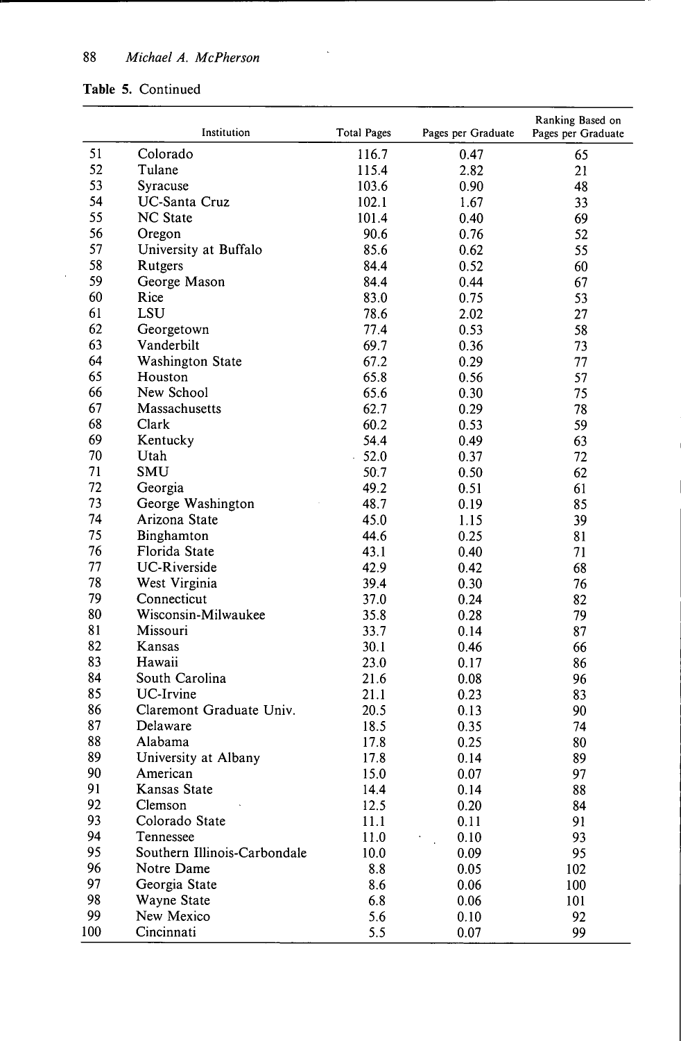**Table 5.** Continued

| | Institution | Total Pages | Pages per Graduate | Ranking Based on Pages per Graduate |
|---|---|---|---|---|
| 51 | Colorado | 116.7 | 0.47 | 65 |
| 52 | Tulane | 115.4 | 2.82 | 21 |
| 53 | Syracuse | 103.6 | 0.90 | 48 |
| 54 | UC-Santa Cruz | 102.1 | 1.67 | 33 |
| 55 | NC State | 101.4 | 0.40 | 69 |
| 56 | Oregon | 90.6 | 0.76 | 52 |
| 57 | University at Buffalo | 85.6 | 0.62 | 55 |
| 58 | Rutgers | 84.4 | 0.52 | 60 |
| 59 | George Mason | 84.4 | 0.44 | 67 |
| 60 | Rice | 83.0 | 0.75 | 53 |
| 61 | LSU | 78.6 | 2.02 | 27 |
| 62 | Georgetown | 77.4 | 0.53 | 58 |
| 63 | Vanderbilt | 69.7 | 0.36 | 73 |
| 64 | Washington State | 67.2 | 0.29 | 77 |
| 65 | Houston | 65.8 | 0.56 | 57 |
| 66 | New School | 65.6 | 0.30 | 75 |
| 67 | Massachusetts | 62.7 | 0.29 | 78 |
| 68 | Clark | 60.2 | 0.53 | 59 |
| 69 | Kentucky | 54.4 | 0.49 | 63 |
| 70 | Utah | 52.0 | 0.37 | 72 |
| 71 | SMU | 50.7 | 0.50 | 62 |
| 72 | Georgia | 49.2 | 0.51 | 61 |
| 73 | George Washington | 48.7 | 0.19 | 85 |
| 74 | Arizona State | 45.0 | 1.15 | 39 |
| 75 | Binghamton | 44.6 | 0.25 | 81 |
| 76 | Florida State | 43.1 | 0.40 | 71 |
| 77 | UC-Riverside | 42.9 | 0.42 | 68 |
| 78 | West Virginia | 39.4 | 0.30 | 76 |
| 79 | Connecticut | 37.0 | 0.24 | 82 |
| 80 | Wisconsin-Milwaukee | 35.8 | 0.28 | 79 |
| 81 | Missouri | 33.7 | 0.14 | 87 |
| 82 | Kansas | 30.1 | 0.46 | 66 |
| 83 | Hawaii | 23.0 | 0.17 | 86 |
| 84 | South Carolina | 21.6 | 0.08 | 96 |
| 85 | UC-Irvine | 21.1 | 0.23 | 83 |
| 86 | Claremont Graduate Univ. | 20.5 | 0.13 | 90 |
| 87 | Delaware | 18.5 | 0.35 | 74 |
| 88 | Alabama | 17.8 | 0.25 | 80 |
| 89 | University at Albany | 17.8 | 0.14 | 89 |
| 90 | American | 15.0 | 0.07 | 97 |
| 91 | Kansas State | 14.4 | 0.14 | 88 |
| 92 | Clemson | 12.5 | 0.20 | 84 |
| 93 | Colorado State | 11.1 | 0.11 | 91 |
| 94 | Tennessee | 11.0 | 0.10 | 93 |
| 95 | Southern Illinois-Carbondale | 10.0 | 0.09 | 95 |
| 96 | Notre Dame | 8.8 | 0.05 | 102 |
| 97 | Georgia State | 8.6 | 0.06 | 100 |
| 98 | Wayne State | 6.8 | 0.06 | 101 |
| 99 | New Mexico | 5.6 | 0.10 | 92 |
| 100 | Cincinnati | 5.5 | 0.07 | 99 |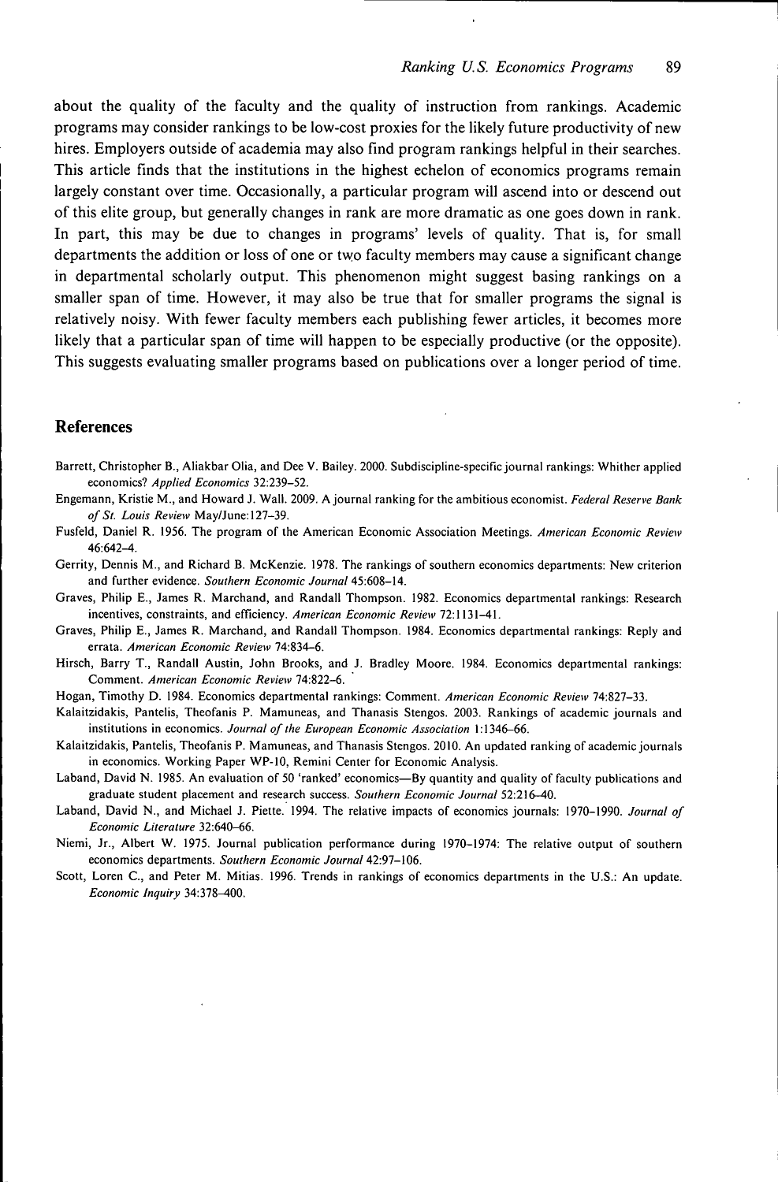about the quality of the faculty and the quality of instruction from rankings. Academic programs may consider rankings to be low-cost proxies for the likely future productivity of new hires. Employers outside of academia may also find program rankings helpful in their searches. This article finds that the institutions in the highest echelon of economics programs remain largely constant over time. Occasionally, a particular program will ascend into or descend out of this elite group, but generally changes in rank are more dramatic as one goes down in rank. In part, this may be due to changes in programs' levels of quality. That is, for small departments the addition or loss of one or two faculty members may cause a significant change in departmental scholarly output. This phenomenon might suggest basing rankings on a smaller span of time. However, it may also be true that for smaller programs the signal is relatively noisy. With fewer faculty members each publishing fewer articles, it becomes more likely that a particular span of time will happen to be especially productive (or the opposite). This suggests evaluating smaller programs based on publications over a longer period of time.

## References

Barrett, Christopher B., Aliakbar Olia, and Dee V. Bailey. 2000. Subdiscipline-specific journal rankings: Whither applied economics? *Applied Economics* 32:239–52.

Engemann, Kristie M., and Howard J. Wall. 2009. A journal ranking for the ambitious economist. *Federal Reserve Bank of St. Louis Review* May/June:127–39.

Fusfeld, Daniel R. 1956. The program of the American Economic Association Meetings. *American Economic Review* 46:642–4.

Gerrity, Dennis M., and Richard B. McKenzie. 1978. The rankings of southern economics departments: New criterion and further evidence. *Southern Economic Journal* 45:608–14.

Graves, Philip E., James R. Marchand, and Randall Thompson. 1982. Economics departmental rankings: Research incentives, constraints, and efficiency. *American Economic Review* 72:1131–41.

Graves, Philip E., James R. Marchand, and Randall Thompson. 1984. Economics departmental rankings: Reply and errata. *American Economic Review* 74:834–6.

Hirsch, Barry T., Randall Austin, John Brooks, and J. Bradley Moore. 1984. Economics departmental rankings: Comment. *American Economic Review* 74:822–6.

Hogan, Timothy D. 1984. Economics departmental rankings: Comment. *American Economic Review* 74:827–33.

Kalaitzidakis, Pantelis, Theofanis P. Mamuneas, and Thanasis Stengos. 2003. Rankings of academic journals and institutions in economics. *Journal of the European Economic Association* 1:1346–66.

Kalaitzidakis, Pantelis, Theofanis P. Mamuneas, and Thanasis Stengos. 2010. An updated ranking of academic journals in economics. Working Paper WP-10, Remini Center for Economic Analysis.

Laband, David N. 1985. An evaluation of 50 'ranked' economics—By quantity and quality of faculty publications and graduate student placement and research success. *Southern Economic Journal* 52:216–40.

Laband, David N., and Michael J. Piette. 1994. The relative impacts of economics journals: 1970–1990. *Journal of Economic Literature* 32:640–66.

Niemi, Jr., Albert W. 1975. Journal publication performance during 1970–1974: The relative output of southern economics departments. *Southern Economic Journal* 42:97–106.

Scott, Loren C., and Peter M. Mitias. 1996. Trends in rankings of economics departments in the U.S.: An update. *Economic Inquiry* 34:378–400.